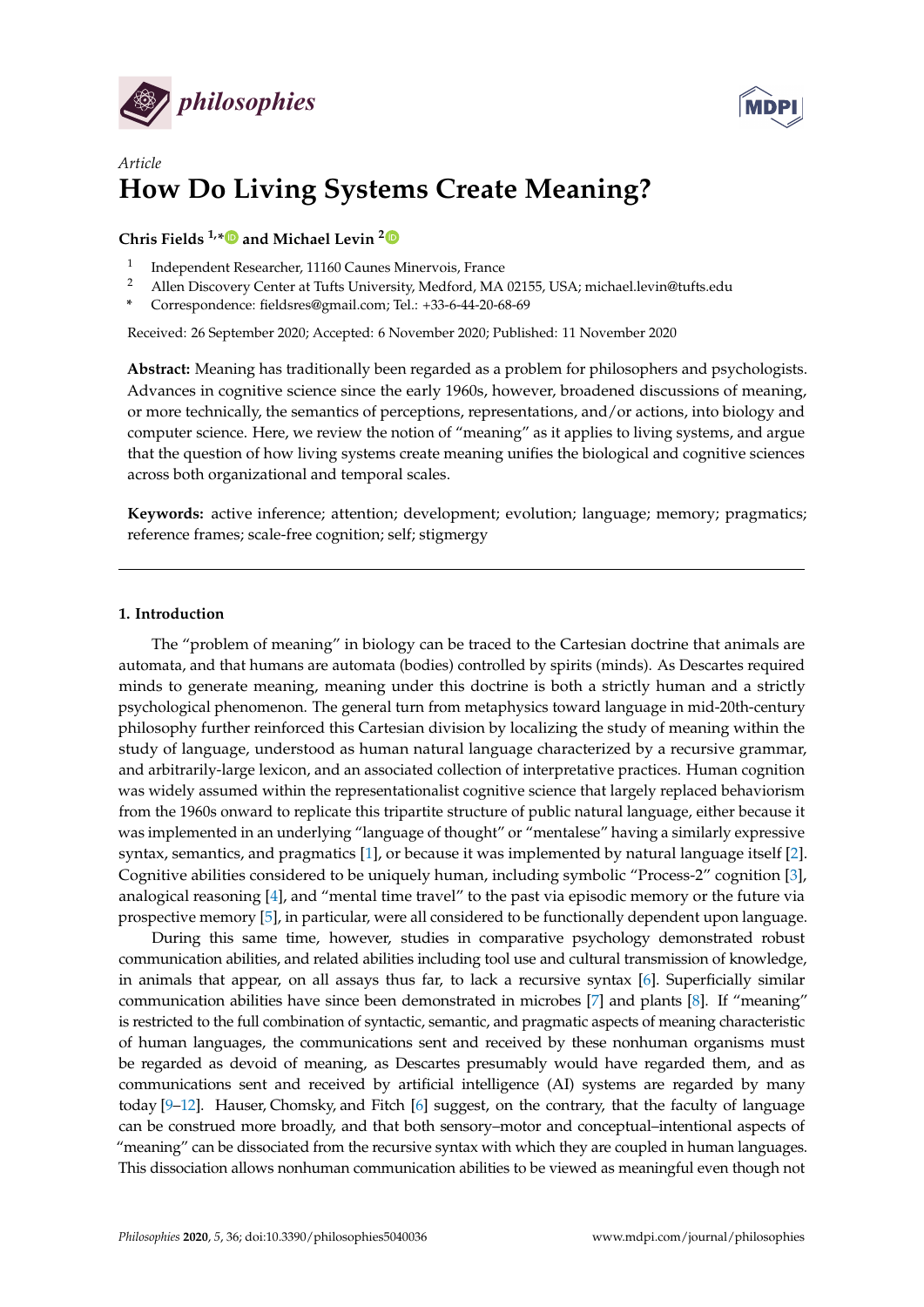*Article*

# How Do Living Systems Create Meaning?

**Chris Fields [1,*] and Michael Levin [2]**

[1] Independent Researcher, 11160 Caunes Minervois, France
[2] Allen Discovery Center at Tufts University, Medford, MA 02155, USA; michael.levin@tufts.edu
[*] Correspondence: fieldsres@gmail.com; Tel.: +33-6-44-20-68-69

Received: 26 September 2020; Accepted: 6 November 2020; Published: 11 November 2020

**Abstract:** Meaning has traditionally been regarded as a problem for philosophers and psychologists. Advances in cognitive science since the early 1960s, however, broadened discussions of meaning, or more technically, the semantics of perceptions, representations, and/or actions, into biology and computer science. Here, we review the notion of "meaning" as it applies to living systems, and argue that the question of how living systems create meaning unifies the biological and cognitive sciences across both organizational and temporal scales.

**Keywords:** active inference; attention; development; evolution; language; memory; pragmatics; reference frames; scale-free cognition; self; stigmergy

## 1. Introduction

The "problem of meaning" in biology can be traced to the Cartesian doctrine that animals are automata, and that humans are automata (bodies) controlled by spirits (minds). As Descartes required minds to generate meaning, meaning under this doctrine is both a strictly human and a strictly psychological phenomenon. The general turn from metaphysics toward language in mid-20th-century philosophy further reinforced this Cartesian division by localizing the study of meaning within the study of language, understood as human natural language characterized by a recursive grammar, and arbitrarily-large lexicon, and an associated collection of interpretative practices. Human cognition was widely assumed within the representationalist cognitive science that largely replaced behaviorism from the 1960s onward to replicate this tripartite structure of public natural language, either because it was implemented in an underlying "language of thought" or "mentalese" having a similarly expressive syntax, semantics, and pragmatics [1], or because it was implemented by natural language itself [2]. Cognitive abilities considered to be uniquely human, including symbolic "Process-2" cognition [3], analogical reasoning [4], and "mental time travel" to the past via episodic memory or the future via prospective memory [5], in particular, were all considered to be functionally dependent upon language.

During this same time, however, studies in comparative psychology demonstrated robust communication abilities, and related abilities including tool use and cultural transmission of knowledge, in animals that appear, on all assays thus far, to lack a recursive syntax [6]. Superficially similar communication abilities have since been demonstrated in microbes [7] and plants [8]. If "meaning" is restricted to the full combination of syntactic, semantic, and pragmatic aspects of meaning characteristic of human languages, the communications sent and received by these nonhuman organisms must be regarded as devoid of meaning, as Descartes presumably would have regarded them, and as communications sent and received by artificial intelligence (AI) systems are regarded by many today [9–12]. Hauser, Chomsky, and Fitch [6] suggest, on the contrary, that the faculty of language can be construed more broadly, and that both sensory–motor and conceptual–intentional aspects of "meaning" can be dissociated from the recursive syntax with which they are coupled in human languages. This dissociation allows nonhuman communication abilities to be viewed as meaningful even though not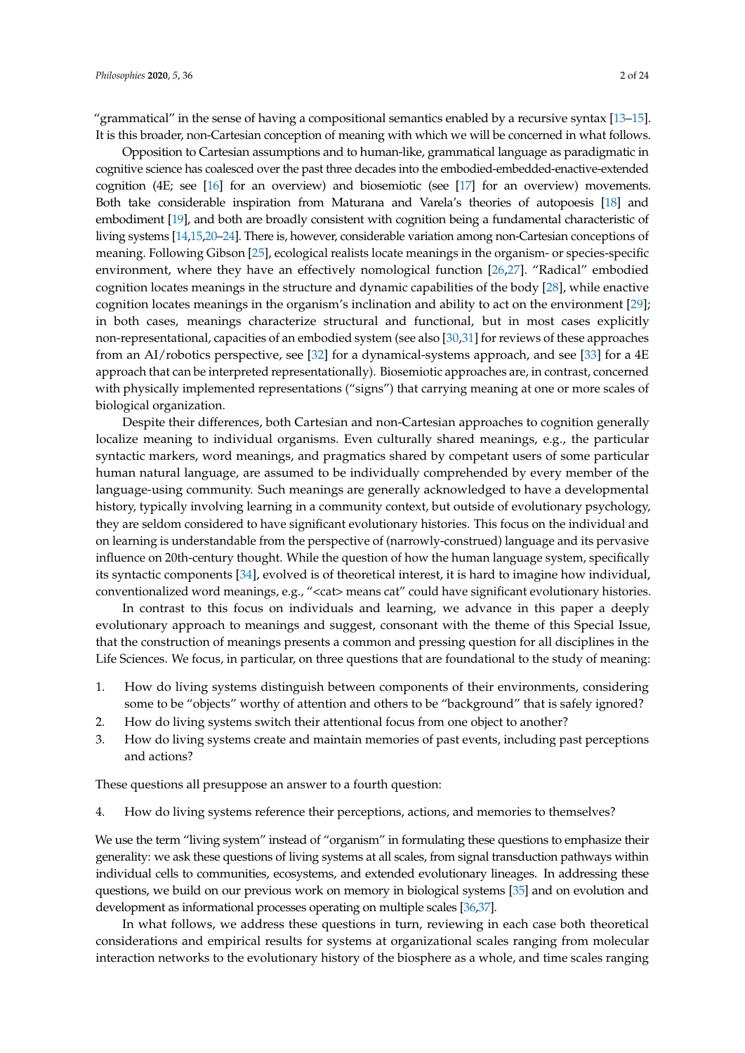"grammatical" in the sense of having a compositional semantics enabled by a recursive syntax [13–15]. It is this broader, non-Cartesian conception of meaning with which we will be concerned in what follows.

Opposition to Cartesian assumptions and to human-like, grammatical language as paradigmatic in cognitive science has coalesced over the past three decades into the embodied-embedded-enactive-extended cognition (4E; see [16] for an overview) and biosemiotic (see [17] for an overview) movements. Both take considerable inspiration from Maturana and Varela's theories of autopoesis [18] and embodiment [19], and both are broadly consistent with cognition being a fundamental characteristic of living systems [14,15,20–24]. There is, however, considerable variation among non-Cartesian conceptions of meaning. Following Gibson [25], ecological realists locate meanings in the organism- or species-specific environment, where they have an effectively nomological function [26,27]. "Radical" embodied cognition locates meanings in the structure and dynamic capabilities of the body [28], while enactive cognition locates meanings in the organism's inclination and ability to act on the environment [29]; in both cases, meanings characterize structural and functional, but in most cases explicitly non-representational, capacities of an embodied system (see also [30,31] for reviews of these approaches from an AI/robotics perspective, see [32] for a dynamical-systems approach, and see [33] for a 4E approach that can be interpreted representationally). Biosemiotic approaches are, in contrast, concerned with physically implemented representations ("signs") that carrying meaning at one or more scales of biological organization.

Despite their differences, both Cartesian and non-Cartesian approaches to cognition generally localize meaning to individual organisms. Even culturally shared meanings, e.g., the particular syntactic markers, word meanings, and pragmatics shared by competant users of some particular human natural language, are assumed to be individually comprehended by every member of the language-using community. Such meanings are generally acknowledged to have a developmental history, typically involving learning in a community context, but outside of evolutionary psychology, they are seldom considered to have significant evolutionary histories. This focus on the individual and on learning is understandable from the perspective of (narrowly-construed) language and its pervasive influence on 20th-century thought. While the question of how the human language system, specifically its syntactic components [34], evolved is of theoretical interest, it is hard to imagine how individual, conventionalized word meanings, e.g., "<cat> means cat" could have significant evolutionary histories.

In contrast to this focus on individuals and learning, we advance in this paper a deeply evolutionary approach to meanings and suggest, consonant with the theme of this Special Issue, that the construction of meanings presents a common and pressing question for all disciplines in the Life Sciences. We focus, in particular, on three questions that are foundational to the study of meaning:

1. How do living systems distinguish between components of their environments, considering some to be "objects" worthy of attention and others to be "background" that is safely ignored?
2. How do living systems switch their attentional focus from one object to another?
3. How do living systems create and maintain memories of past events, including past perceptions and actions?

These questions all presuppose an answer to a fourth question:

4. How do living systems reference their perceptions, actions, and memories to themselves?

We use the term "living system" instead of "organism" in formulating these questions to emphasize their generality: we ask these questions of living systems at all scales, from signal transduction pathways within individual cells to communities, ecosystems, and extended evolutionary lineages. In addressing these questions, we build on our previous work on memory in biological systems [35] and on evolution and development as informational processes operating on multiple scales [36,37].

In what follows, we address these questions in turn, reviewing in each case both theoretical considerations and empirical results for systems at organizational scales ranging from molecular interaction networks to the evolutionary history of the biosphere as a whole, and time scales ranging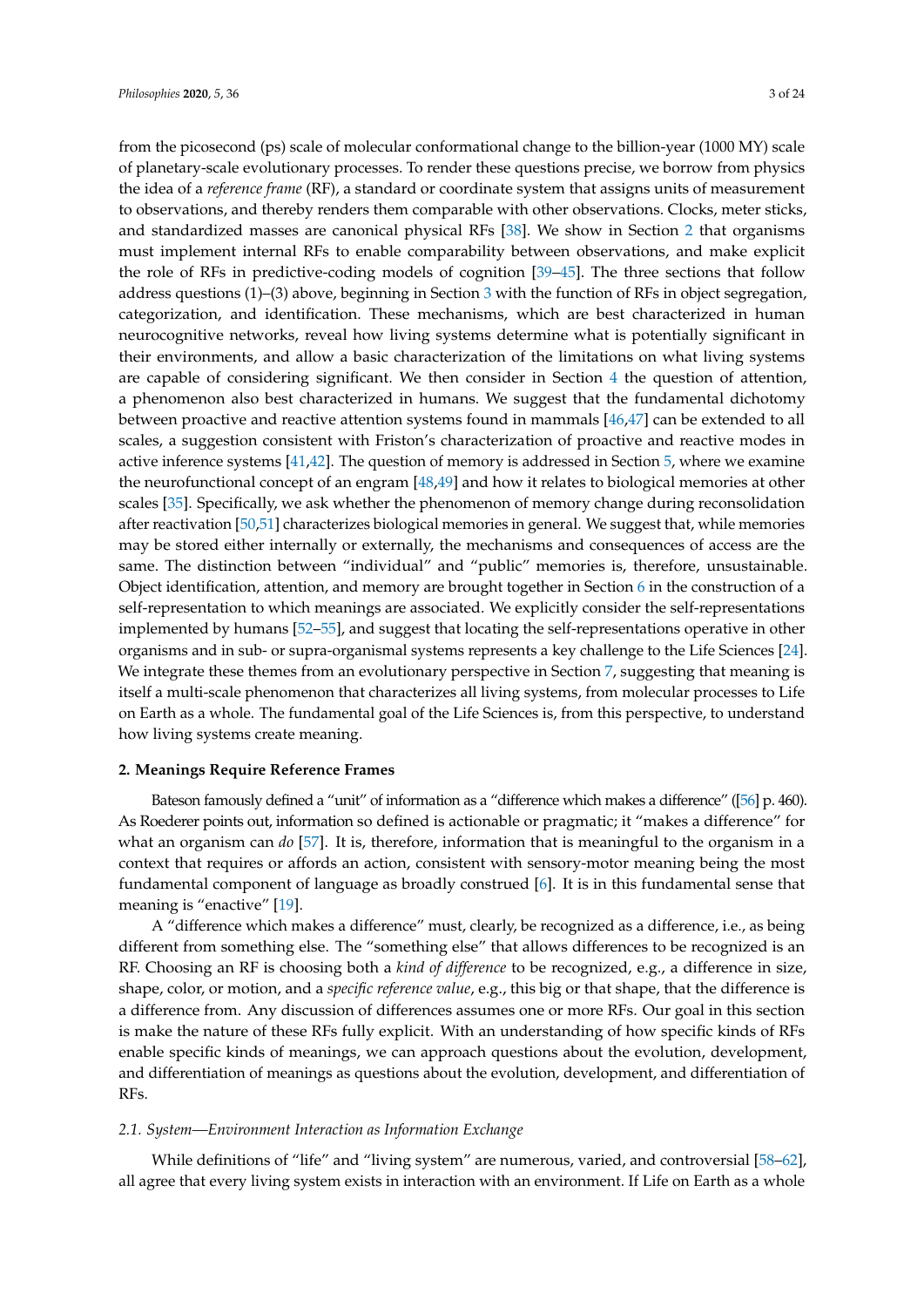from the picosecond (ps) scale of molecular conformational change to the billion-year (1000 MY) scale of planetary-scale evolutionary processes. To render these questions precise, we borrow from physics the idea of a *reference frame* (RF), a standard or coordinate system that assigns units of measurement to observations, and thereby renders them comparable with other observations. Clocks, meter sticks, and standardized masses are canonical physical RFs [38]. We show in Section 2 that organisms must implement internal RFs to enable comparability between observations, and make explicit the role of RFs in predictive-coding models of cognition [39–45]. The three sections that follow address questions (1)–(3) above, beginning in Section 3 with the function of RFs in object segregation, categorization, and identification. These mechanisms, which are best characterized in human neurocognitive networks, reveal how living systems determine what is potentially significant in their environments, and allow a basic characterization of the limitations on what living systems are capable of considering significant. We then consider in Section 4 the question of attention, a phenomenon also best characterized in humans. We suggest that the fundamental dichotomy between proactive and reactive attention systems found in mammals [46,47] can be extended to all scales, a suggestion consistent with Friston's characterization of proactive and reactive modes in active inference systems [41,42]. The question of memory is addressed in Section 5, where we examine the neurofunctional concept of an engram [48,49] and how it relates to biological memories at other scales [35]. Specifically, we ask whether the phenomenon of memory change during reconsolidation after reactivation [50,51] characterizes biological memories in general. We suggest that, while memories may be stored either internally or externally, the mechanisms and consequences of access are the same. The distinction between "individual" and "public" memories is, therefore, unsustainable. Object identification, attention, and memory are brought together in Section 6 in the construction of a self-representation to which meanings are associated. We explicitly consider the self-representations implemented by humans [52–55], and suggest that locating the self-representations operative in other organisms and in sub- or supra-organismal systems represents a key challenge to the Life Sciences [24]. We integrate these themes from an evolutionary perspective in Section 7, suggesting that meaning is itself a multi-scale phenomenon that characterizes all living systems, from molecular processes to Life on Earth as a whole. The fundamental goal of the Life Sciences is, from this perspective, to understand how living systems create meaning.

## 2. Meanings Require Reference Frames

Bateson famously defined a "unit" of information as a "difference which makes a difference" ([56] p. 460). As Roederer points out, information so defined is actionable or pragmatic; it "makes a difference" for what an organism can *do* [57]. It is, therefore, information that is meaningful to the organism in a context that requires or affords an action, consistent with sensory-motor meaning being the most fundamental component of language as broadly construed [6]. It is in this fundamental sense that meaning is "enactive" [19].

A "difference which makes a difference" must, clearly, be recognized as a difference, i.e., as being different from something else. The "something else" that allows differences to be recognized is an RF. Choosing an RF is choosing both a *kind of difference* to be recognized, e.g., a difference in size, shape, color, or motion, and a *specific reference value*, e.g., this big or that shape, that the difference is a difference from. Any discussion of differences assumes one or more RFs. Our goal in this section is make the nature of these RFs fully explicit. With an understanding of how specific kinds of RFs enable specific kinds of meanings, we can approach questions about the evolution, development, and differentiation of meanings as questions about the evolution, development, and differentiation of RFs.

### *2.1. System—Environment Interaction as Information Exchange*

While definitions of "life" and "living system" are numerous, varied, and controversial [58–62], all agree that every living system exists in interaction with an environment. If Life on Earth as a whole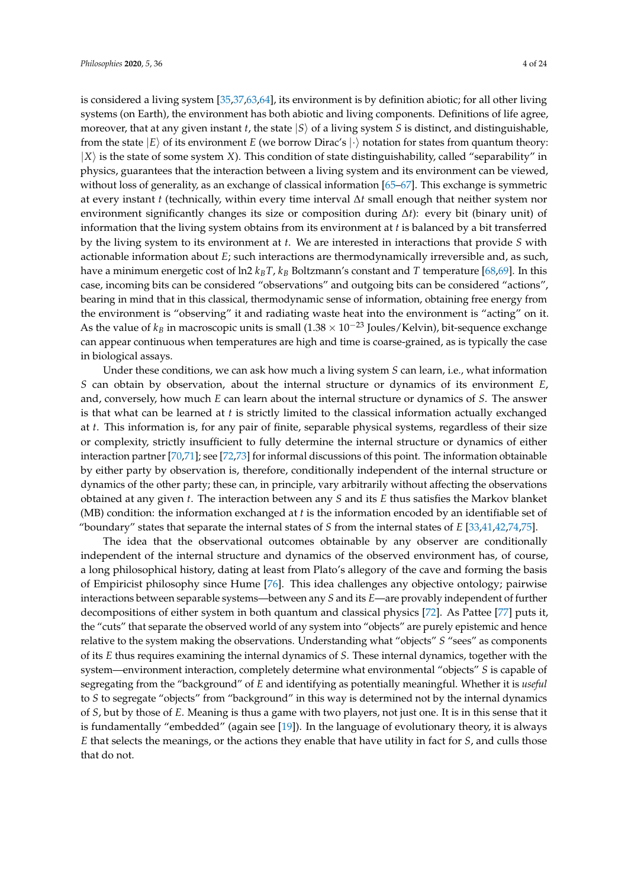is considered a living system [35,37,63,64], its environment is by definition abiotic; for all other living systems (on Earth), the environment has both abiotic and living components. Definitions of life agree, moreover, that at any given instant $t$, the state $|S\rangle$ of a living system $S$ is distinct, and distinguishable, from the state $|E\rangle$ of its environment $E$ (we borrow Dirac's $|\cdot\rangle$ notation for states from quantum theory: $|X\rangle$ is the state of some system $X$). This condition of state distinguishability, called "separability" in physics, guarantees that the interaction between a living system and its environment can be viewed, without loss of generality, as an exchange of classical information [65–67]. This exchange is symmetric at every instant $t$ (technically, within every time interval $\Delta t$ small enough that neither system nor environment significantly changes its size or composition during $\Delta t$): every bit (binary unit) of information that the living system obtains from its environment at $t$ is balanced by a bit transferred by the living system to its environment at $t$. We are interested in interactions that provide $S$ with actionable information about $E$; such interactions are thermodynamically irreversible and, as such, have a minimum energetic cost of $\ln 2\, k_B T$, $k_B$ Boltzmann's constant and $T$ temperature [68,69]. In this case, incoming bits can be considered "observations" and outgoing bits can be considered "actions", bearing in mind that in this classical, thermodynamic sense of information, obtaining free energy from the environment is "observing" it and radiating waste heat into the environment is "acting" on it. As the value of $k_B$ in macroscopic units is small ($1.38 \times 10^{-23}$ Joules/Kelvin), bit-sequence exchange can appear continuous when temperatures are high and time is coarse-grained, as is typically the case in biological assays.

Under these conditions, we can ask how much a living system $S$ can learn, i.e., what information $S$ can obtain by observation, about the internal structure or dynamics of its environment $E$, and, conversely, how much $E$ can learn about the internal structure or dynamics of $S$. The answer is that what can be learned at $t$ is strictly limited to the classical information actually exchanged at $t$. This information is, for any pair of finite, separable physical systems, regardless of their size or complexity, strictly insufficient to fully determine the internal structure or dynamics of either interaction partner [70,71]; see [72,73] for informal discussions of this point. The information obtainable by either party by observation is, therefore, conditionally independent of the internal structure or dynamics of the other party; these can, in principle, vary arbitrarily without affecting the observations obtained at any given $t$. The interaction between any $S$ and its $E$ thus satisfies the Markov blanket (MB) condition: the information exchanged at $t$ is the information encoded by an identifiable set of "boundary" states that separate the internal states of $S$ from the internal states of $E$ [33,41,42,74,75].

The idea that the observational outcomes obtainable by any observer are conditionally independent of the internal structure and dynamics of the observed environment has, of course, a long philosophical history, dating at least from Plato's allegory of the cave and forming the basis of Empiricist philosophy since Hume [76]. This idea challenges any objective ontology; pairwise interactions between separable systems—between any $S$ and its $E$—are provably independent of further decompositions of either system in both quantum and classical physics [72]. As Pattee [77] puts it, the "cuts" that separate the observed world of any system into "objects" are purely epistemic and hence relative to the system making the observations. Understanding what "objects" $S$ "sees" as components of its $E$ thus requires examining the internal dynamics of $S$. These internal dynamics, together with the system—environment interaction, completely determine what environmental "objects" $S$ is capable of segregating from the "background" of $E$ and identifying as potentially meaningful. Whether it is *useful* to $S$ to segregate "objects" from "background" in this way is determined not by the internal dynamics of $S$, but by those of $E$. Meaning is thus a game with two players, not just one. It is in this sense that it is fundamentally "embedded" (again see [19]). In the language of evolutionary theory, it is always $E$ that selects the meanings, or the actions they enable that have utility in fact for $S$, and culls those that do not.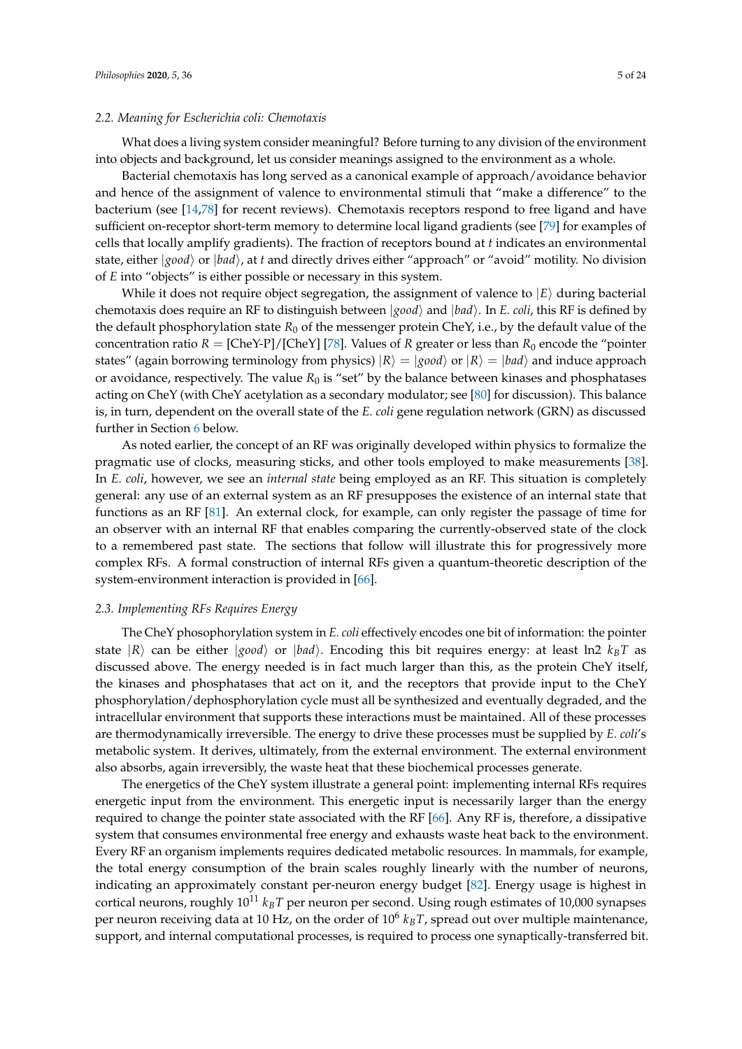### 2.2. Meaning for Escherichia coli: Chemotaxis

What does a living system consider meaningful? Before turning to any division of the environment into objects and background, let us consider meanings assigned to the environment as a whole.

Bacterial chemotaxis has long served as a canonical example of approach/avoidance behavior and hence of the assignment of valence to environmental stimuli that "make a difference" to the bacterium (see [14,78] for recent reviews). Chemotaxis receptors respond to free ligand and have sufficient on-receptor short-term memory to determine local ligand gradients (see [79] for examples of cells that locally amplify gradients). The fraction of receptors bound at $t$ indicates an environmental state, either $|good\rangle$ or $|bad\rangle$, at $t$ and directly drives either "approach" or "avoid" motility. No division of $E$ into "objects" is either possible or necessary in this system.

While it does not require object segregation, the assignment of valence to $|E\rangle$ during bacterial chemotaxis does require an RF to distinguish between $|good\rangle$ and $|bad\rangle$. In *E. coli*, this RF is defined by the default phosphorylation state $R_0$ of the messenger protein CheY, i.e., by the default value of the concentration ratio $R = [\text{CheY-P}]/[\text{CheY}]$ [78]. Values of $R$ greater or less than $R_0$ encode the "pointer states" (again borrowing terminology from physics) $|R\rangle = |good\rangle$ or $|R\rangle = |bad\rangle$ and induce approach or avoidance, respectively. The value $R_0$ is "set" by the balance between kinases and phosphatases acting on CheY (with CheY acetylation as a secondary modulator; see [80] for discussion). This balance is, in turn, dependent on the overall state of the *E. coli* gene regulation network (GRN) as discussed further in Section 6 below.

As noted earlier, the concept of an RF was originally developed within physics to formalize the pragmatic use of clocks, measuring sticks, and other tools employed to make measurements [38]. In *E. coli*, however, we see an *internal state* being employed as an RF. This situation is completely general: any use of an external system as an RF presupposes the existence of an internal state that functions as an RF [81]. An external clock, for example, can only register the passage of time for an observer with an internal RF that enables comparing the currently-observed state of the clock to a remembered past state. The sections that follow will illustrate this for progressively more complex RFs. A formal construction of internal RFs given a quantum-theoretic description of the system-environment interaction is provided in [66].

### 2.3. Implementing RFs Requires Energy

The CheY phosophorylation system in *E. coli* effectively encodes one bit of information: the pointer state $|R\rangle$ can be either $|good\rangle$ or $|bad\rangle$. Encoding this bit requires energy: at least $\ln 2\ k_B T$ as discussed above. The energy needed is in fact much larger than this, as the protein CheY itself, the kinases and phosphatases that act on it, and the receptors that provide input to the CheY phosphorylation/dephosphorylation cycle must all be synthesized and eventually degraded, and the intracellular environment that supports these interactions must be maintained. All of these processes are thermodynamically irreversible. The energy to drive these processes must be supplied by *E. coli*'s metabolic system. It derives, ultimately, from the external environment. The external environment also absorbs, again irreversibly, the waste heat that these biochemical processes generate.

The energetics of the CheY system illustrate a general point: implementing internal RFs requires energetic input from the environment. This energetic input is necessarily larger than the energy required to change the pointer state associated with the RF [66]. Any RF is, therefore, a dissipative system that consumes environmental free energy and exhausts waste heat back to the environment. Every RF an organism implements requires dedicated metabolic resources. In mammals, for example, the total energy consumption of the brain scales roughly linearly with the number of neurons, indicating an approximately constant per-neuron energy budget [82]. Energy usage is highest in cortical neurons, roughly $10^{11}\ k_B T$ per neuron per second. Using rough estimates of 10,000 synapses per neuron receiving data at 10 Hz, on the order of $10^6\ k_B T$, spread out over multiple maintenance, support, and internal computational processes, is required to process one synaptically-transferred bit.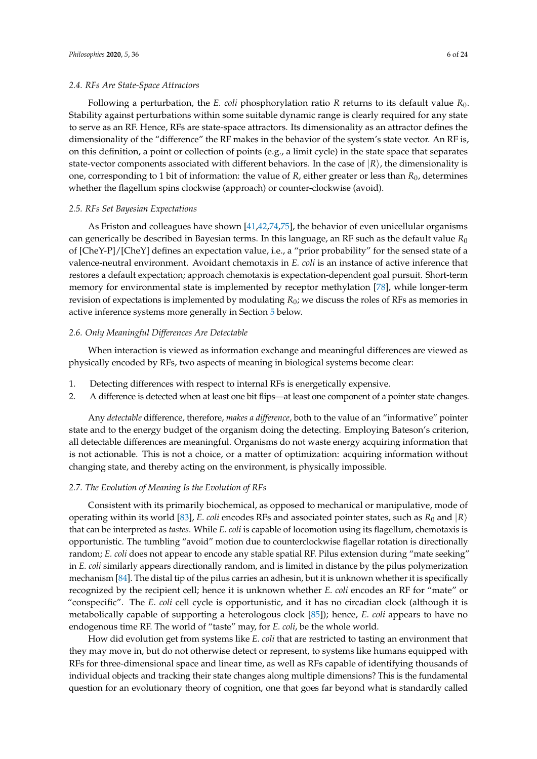### 2.4. RFs Are State-Space Attractors

Following a perturbation, the *E. coli* phosphorylation ratio $R$ returns to its default value $R_0$. Stability against perturbations within some suitable dynamic range is clearly required for any state to serve as an RF. Hence, RFs are state-space attractors. Its dimensionality as an attractor defines the dimensionality of the "difference" the RF makes in the behavior of the system's state vector. An RF is, on this definition, a point or collection of points (e.g., a limit cycle) in the state space that separates state-vector components associated with different behaviors. In the case of $|R\rangle$, the dimensionality is one, corresponding to 1 bit of information: the value of $R$, either greater or less than $R_0$, determines whether the flagellum spins clockwise (approach) or counter-clockwise (avoid).

### 2.5. RFs Set Bayesian Expectations

As Friston and colleagues have shown [41,42,74,75], the behavior of even unicellular organisms can generically be described in Bayesian terms. In this language, an RF such as the default value $R_0$ of [CheY-P]/[CheY] defines an expectation value, i.e., a "prior probability" for the sensed state of a valence-neutral environment. Avoidant chemotaxis in *E. coli* is an instance of active inference that restores a default expectation; approach chemotaxis is expectation-dependent goal pursuit. Short-term memory for environmental state is implemented by receptor methylation [78], while longer-term revision of expectations is implemented by modulating $R_0$; we discuss the roles of RFs as memories in active inference systems more generally in Section 5 below.

### 2.6. Only Meaningful Differences Are Detectable

When interaction is viewed as information exchange and meaningful differences are viewed as physically encoded by RFs, two aspects of meaning in biological systems become clear:

1. Detecting differences with respect to internal RFs is energetically expensive.
2. A difference is detected when at least one bit flips—at least one component of a pointer state changes.

Any *detectable* difference, therefore, *makes a difference*, both to the value of an "informative" pointer state and to the energy budget of the organism doing the detecting. Employing Bateson's criterion, all detectable differences are meaningful. Organisms do not waste energy acquiring information that is not actionable. This is not a choice, or a matter of optimization: acquiring information without changing state, and thereby acting on the environment, is physically impossible.

### 2.7. The Evolution of Meaning Is the Evolution of RFs

Consistent with its primarily biochemical, as opposed to mechanical or manipulative, mode of operating within its world [83], *E. coli* encodes RFs and associated pointer states, such as $R_0$ and $|R\rangle$ that can be interpreted as *tastes*. While *E. coli* is capable of locomotion using its flagellum, chemotaxis is opportunistic. The tumbling "avoid" motion due to counterclockwise flagellar rotation is directionally random; *E. coli* does not appear to encode any stable spatial RF. Pilus extension during "mate seeking" in *E. coli* similarly appears directionally random, and is limited in distance by the pilus polymerization mechanism [84]. The distal tip of the pilus carries an adhesin, but it is unknown whether it is specifically recognized by the recipient cell; hence it is unknown whether *E. coli* encodes an RF for "mate" or "conspecific". The *E. coli* cell cycle is opportunistic, and it has no circadian clock (although it is metabolically capable of supporting a heterologous clock [85]); hence, *E. coli* appears to have no endogenous time RF. The world of "taste" may, for *E. coli*, be the whole world.

How did evolution get from systems like *E. coli* that are restricted to tasting an environment that they may move in, but do not otherwise detect or represent, to systems like humans equipped with RFs for three-dimensional space and linear time, as well as RFs capable of identifying thousands of individual objects and tracking their state changes along multiple dimensions? This is the fundamental question for an evolutionary theory of cognition, one that goes far beyond what is standardly called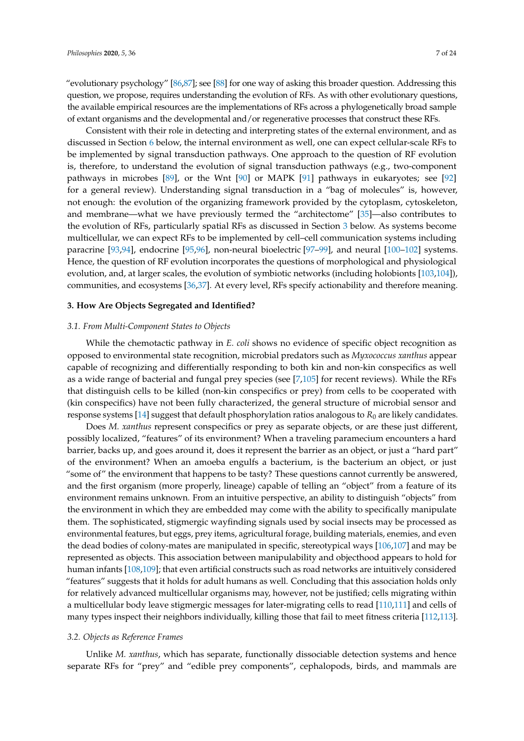"evolutionary psychology" [86,87]; see [88] for one way of asking this broader question. Addressing this question, we propose, requires understanding the evolution of RFs. As with other evolutionary questions, the available empirical resources are the implementations of RFs across a phylogenetically broad sample of extant organisms and the developmental and/or regenerative processes that construct these RFs.

Consistent with their role in detecting and interpreting states of the external environment, and as discussed in Section 6 below, the internal environment as well, one can expect cellular-scale RFs to be implemented by signal transduction pathways. One approach to the question of RF evolution is, therefore, to understand the evolution of signal transduction pathways (e.g., two-component pathways in microbes [89], or the Wnt [90] or MAPK [91] pathways in eukaryotes; see [92] for a general review). Understanding signal transduction in a "bag of molecules" is, however, not enough: the evolution of the organizing framework provided by the cytoplasm, cytoskeleton, and membrane—what we have previously termed the "architectome" [35]—also contributes to the evolution of RFs, particularly spatial RFs as discussed in Section 3 below. As systems become multicellular, we can expect RFs to be implemented by cell–cell communication systems including paracrine [93,94], endocrine [95,96], non-neural bioelectric [97–99], and neural [100–102] systems. Hence, the question of RF evolution incorporates the questions of morphological and physiological evolution, and, at larger scales, the evolution of symbiotic networks (including holobionts [103,104]), communities, and ecosystems [36,37]. At every level, RFs specify actionability and therefore meaning.

## 3. How Are Objects Segregated and Identified?

### 3.1. From Multi-Component States to Objects

While the chemotactic pathway in *E. coli* shows no evidence of specific object recognition as opposed to environmental state recognition, microbial predators such as *Myxococcus xanthus* appear capable of recognizing and differentially responding to both kin and non-kin conspecifics as well as a wide range of bacterial and fungal prey species (see [7,105] for recent reviews). While the RFs that distinguish cells to be killed (non-kin conspecifics or prey) from cells to be cooperated with (kin conspecifics) have not been fully characterized, the general structure of microbial sensor and response systems [14] suggest that default phosphorylation ratios analogous to $R_0$ are likely candidates.

Does *M. xanthus* represent conspecifics or prey as separate objects, or are these just different, possibly localized, "features" of its environment? When a traveling paramecium encounters a hard barrier, backs up, and goes around it, does it represent the barrier as an object, or just a "hard part" of the environment? When an amoeba engulfs a bacterium, is the bacterium an object, or just "some of" the environment that happens to be tasty? These questions cannot currently be answered, and the first organism (more properly, lineage) capable of telling an "object" from a feature of its environment remains unknown. From an intuitive perspective, an ability to distinguish "objects" from the environment in which they are embedded may come with the ability to specifically manipulate them. The sophisticated, stigmergic wayfinding signals used by social insects may be processed as environmental features, but eggs, prey items, agricultural forage, building materials, enemies, and even the dead bodies of colony-mates are manipulated in specific, stereotypical ways [106,107] and may be represented as objects. This association between manipulability and objecthood appears to hold for human infants [108,109]; that even artificial constructs such as road networks are intuitively considered "features" suggests that it holds for adult humans as well. Concluding that this association holds only for relatively advanced multicellular organisms may, however, not be justified; cells migrating within a multicellular body leave stigmergic messages for later-migrating cells to read [110,111] and cells of many types inspect their neighbors individually, killing those that fail to meet fitness criteria [112,113].

### 3.2. Objects as Reference Frames

Unlike *M. xanthus*, which has separate, functionally dissociable detection systems and hence separate RFs for "prey" and "edible prey components", cephalopods, birds, and mammals are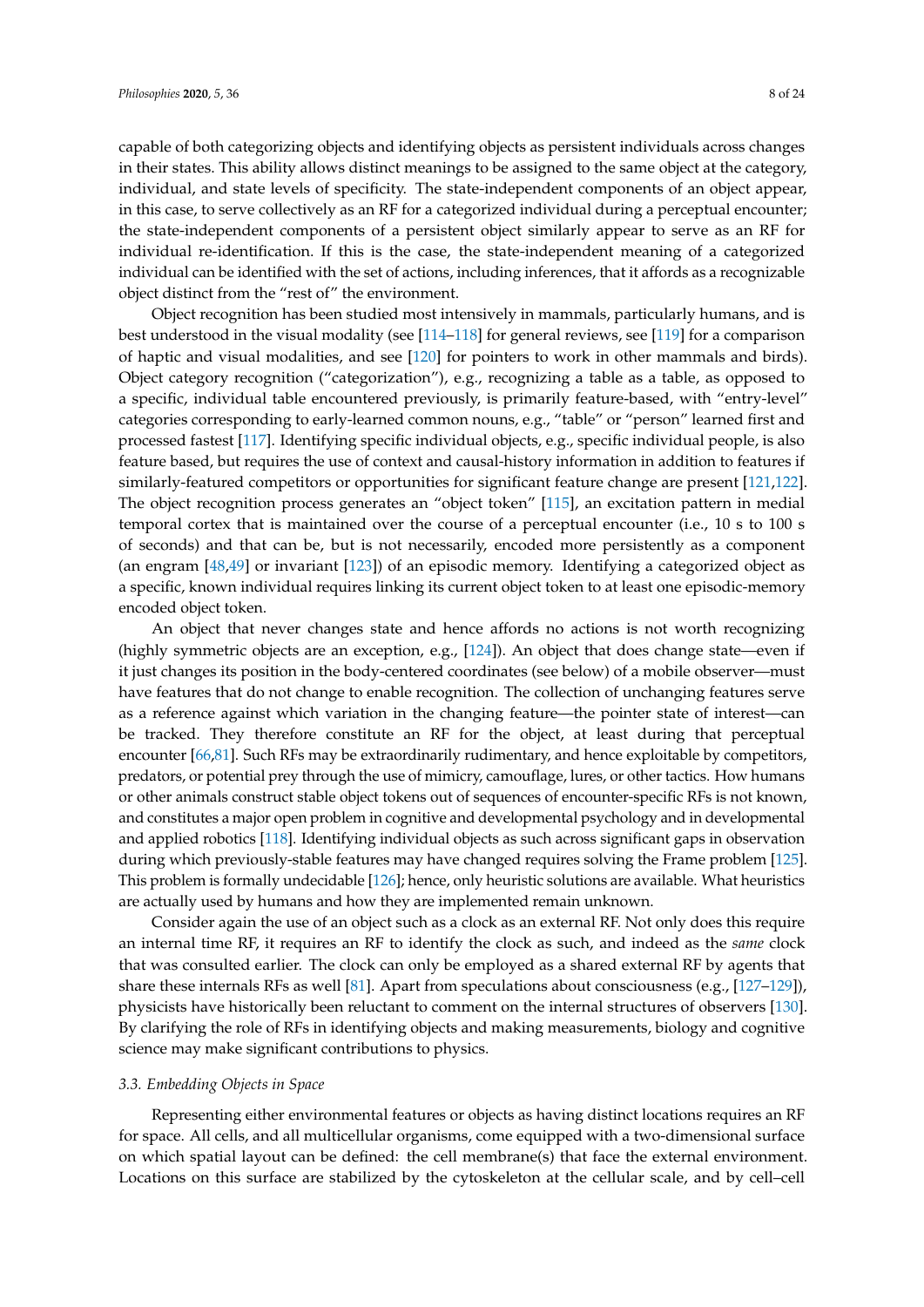capable of both categorizing objects and identifying objects as persistent individuals across changes in their states. This ability allows distinct meanings to be assigned to the same object at the category, individual, and state levels of specificity. The state-independent components of an object appear, in this case, to serve collectively as an RF for a categorized individual during a perceptual encounter; the state-independent components of a persistent object similarly appear to serve as an RF for individual re-identification. If this is the case, the state-independent meaning of a categorized individual can be identified with the set of actions, including inferences, that it affords as a recognizable object distinct from the "rest of" the environment.

Object recognition has been studied most intensively in mammals, particularly humans, and is best understood in the visual modality (see [114–118] for general reviews, see [119] for a comparison of haptic and visual modalities, and see [120] for pointers to work in other mammals and birds). Object category recognition ("categorization"), e.g., recognizing a table as a table, as opposed to a specific, individual table encountered previously, is primarily feature-based, with "entry-level" categories corresponding to early-learned common nouns, e.g., "table" or "person" learned first and processed fastest [117]. Identifying specific individual objects, e.g., specific individual people, is also feature based, but requires the use of context and causal-history information in addition to features if similarly-featured competitors or opportunities for significant feature change are present [121,122]. The object recognition process generates an "object token" [115], an excitation pattern in medial temporal cortex that is maintained over the course of a perceptual encounter (i.e., 10 s to 100 s of seconds) and that can be, but is not necessarily, encoded more persistently as a component (an engram [48,49] or invariant [123]) of an episodic memory. Identifying a categorized object as a specific, known individual requires linking its current object token to at least one episodic-memory encoded object token.

An object that never changes state and hence affords no actions is not worth recognizing (highly symmetric objects are an exception, e.g., [124]). An object that does change state—even if it just changes its position in the body-centered coordinates (see below) of a mobile observer—must have features that do not change to enable recognition. The collection of unchanging features serve as a reference against which variation in the changing feature—the pointer state of interest—can be tracked. They therefore constitute an RF for the object, at least during that perceptual encounter [66,81]. Such RFs may be extraordinarily rudimentary, and hence exploitable by competitors, predators, or potential prey through the use of mimicry, camouflage, lures, or other tactics. How humans or other animals construct stable object tokens out of sequences of encounter-specific RFs is not known, and constitutes a major open problem in cognitive and developmental psychology and in developmental and applied robotics [118]. Identifying individual objects as such across significant gaps in observation during which previously-stable features may have changed requires solving the Frame problem [125]. This problem is formally undecidable [126]; hence, only heuristic solutions are available. What heuristics are actually used by humans and how they are implemented remain unknown.

Consider again the use of an object such as a clock as an external RF. Not only does this require an internal time RF, it requires an RF to identify the clock as such, and indeed as the *same* clock that was consulted earlier. The clock can only be employed as a shared external RF by agents that share these internals RFs as well [81]. Apart from speculations about consciousness (e.g., [127–129]), physicists have historically been reluctant to comment on the internal structures of observers [130]. By clarifying the role of RFs in identifying objects and making measurements, biology and cognitive science may make significant contributions to physics.

### 3.3. Embedding Objects in Space

Representing either environmental features or objects as having distinct locations requires an RF for space. All cells, and all multicellular organisms, come equipped with a two-dimensional surface on which spatial layout can be defined: the cell membrane(s) that face the external environment. Locations on this surface are stabilized by the cytoskeleton at the cellular scale, and by cell–cell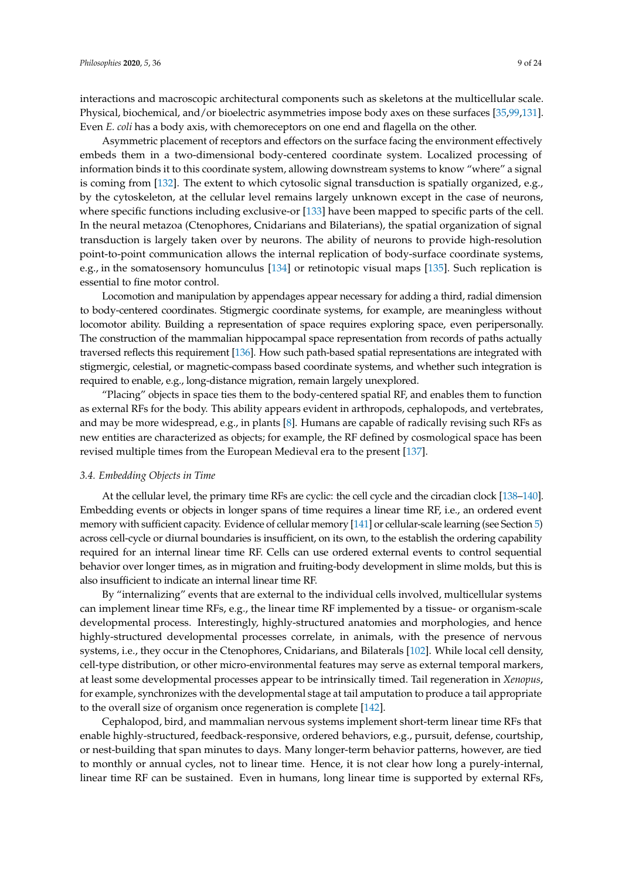interactions and macroscopic architectural components such as skeletons at the multicellular scale. Physical, biochemical, and/or bioelectric asymmetries impose body axes on these surfaces [35,99,131]. Even *E. coli* has a body axis, with chemoreceptors on one end and flagella on the other.

Asymmetric placement of receptors and effectors on the surface facing the environment effectively embeds them in a two-dimensional body-centered coordinate system. Localized processing of information binds it to this coordinate system, allowing downstream systems to know "where" a signal is coming from [132]. The extent to which cytosolic signal transduction is spatially organized, e.g., by the cytoskeleton, at the cellular level remains largely unknown except in the case of neurons, where specific functions including exclusive-or [133] have been mapped to specific parts of the cell. In the neural metazoa (Ctenophores, Cnidarians and Bilaterians), the spatial organization of signal transduction is largely taken over by neurons. The ability of neurons to provide high-resolution point-to-point communication allows the internal replication of body-surface coordinate systems, e.g., in the somatosensory homunculus [134] or retinotopic visual maps [135]. Such replication is essential to fine motor control.

Locomotion and manipulation by appendages appear necessary for adding a third, radial dimension to body-centered coordinates. Stigmergic coordinate systems, for example, are meaningless without locomotor ability. Building a representation of space requires exploring space, even peripersonally. The construction of the mammalian hippocampal space representation from records of paths actually traversed reflects this requirement [136]. How such path-based spatial representations are integrated with stigmergic, celestial, or magnetic-compass based coordinate systems, and whether such integration is required to enable, e.g., long-distance migration, remain largely unexplored.

"Placing" objects in space ties them to the body-centered spatial RF, and enables them to function as external RFs for the body. This ability appears evident in arthropods, cephalopods, and vertebrates, and may be more widespread, e.g., in plants [8]. Humans are capable of radically revising such RFs as new entities are characterized as objects; for example, the RF defined by cosmological space has been revised multiple times from the European Medieval era to the present [137].

### 3.4. Embedding Objects in Time

At the cellular level, the primary time RFs are cyclic: the cell cycle and the circadian clock [138–140]. Embedding events or objects in longer spans of time requires a linear time RF, i.e., an ordered event memory with sufficient capacity. Evidence of cellular memory [141] or cellular-scale learning (see Section 5) across cell-cycle or diurnal boundaries is insufficient, on its own, to the establish the ordering capability required for an internal linear time RF. Cells can use ordered external events to control sequential behavior over longer times, as in migration and fruiting-body development in slime molds, but this is also insufficient to indicate an internal linear time RF.

By "internalizing" events that are external to the individual cells involved, multicellular systems can implement linear time RFs, e.g., the linear time RF implemented by a tissue- or organism-scale developmental process. Interestingly, highly-structured anatomies and morphologies, and hence highly-structured developmental processes correlate, in animals, with the presence of nervous systems, i.e., they occur in the Ctenophores, Cnidarians, and Bilaterals [102]. While local cell density, cell-type distribution, or other micro-environmental features may serve as external temporal markers, at least some developmental processes appear to be intrinsically timed. Tail regeneration in *Xenopus*, for example, synchronizes with the developmental stage at tail amputation to produce a tail appropriate to the overall size of organism once regeneration is complete [142].

Cephalopod, bird, and mammalian nervous systems implement short-term linear time RFs that enable highly-structured, feedback-responsive, ordered behaviors, e.g., pursuit, defense, courtship, or nest-building that span minutes to days. Many longer-term behavior patterns, however, are tied to monthly or annual cycles, not to linear time. Hence, it is not clear how long a purely-internal, linear time RF can be sustained. Even in humans, long linear time is supported by external RFs,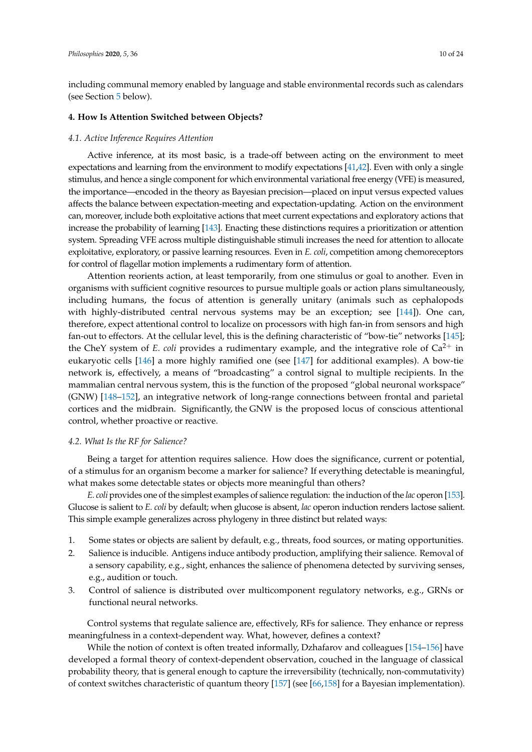including communal memory enabled by language and stable environmental records such as calendars (see Section 5 below).

### 4. How Is Attention Switched between Objects?

#### *4.1. Active Inference Requires Attention*

Active inference, at its most basic, is a trade-off between acting on the environment to meet expectations and learning from the environment to modify expectations [41,42]. Even with only a single stimulus, and hence a single component for which environmental variational free energy (VFE) is measured, the importance—encoded in the theory as Bayesian precision—placed on input versus expected values affects the balance between expectation-meeting and expectation-updating. Action on the environment can, moreover, include both exploitative actions that meet current expectations and exploratory actions that increase the probability of learning [143]. Enacting these distinctions requires a prioritization or attention system. Spreading VFE across multiple distinguishable stimuli increases the need for attention to allocate exploitative, exploratory, or passive learning resources. Even in *E. coli*, competition among chemoreceptors for control of flagellar motion implements a rudimentary form of attention.

Attention reorients action, at least temporarily, from one stimulus or goal to another. Even in organisms with sufficient cognitive resources to pursue multiple goals or action plans simultaneously, including humans, the focus of attention is generally unitary (animals such as cephalopods with highly-distributed central nervous systems may be an exception; see [144]). One can, therefore, expect attentional control to localize on processors with high fan-in from sensors and high fan-out to effectors. At the cellular level, this is the defining characteristic of "bow-tie" networks [145]; the CheY system of *E. coli* provides a rudimentary example, and the integrative role of $Ca^{2+}$ in eukaryotic cells [146] a more highly ramified one (see [147] for additional examples). A bow-tie network is, effectively, a means of "broadcasting" a control signal to multiple recipients. In the mammalian central nervous system, this is the function of the proposed "global neuronal workspace" (GNW) [148–152], an integrative network of long-range connections between frontal and parietal cortices and the midbrain. Significantly, the GNW is the proposed locus of conscious attentional control, whether proactive or reactive.

#### *4.2. What Is the RF for Salience?*

Being a target for attention requires salience. How does the significance, current or potential, of a stimulus for an organism become a marker for salience? If everything detectable is meaningful, what makes some detectable states or objects more meaningful than others?

*E. coli* provides one of the simplest examples of salience regulation: the induction of the *lac* operon [153]. Glucose is salient to *E. coli* by default; when glucose is absent, *lac* operon induction renders lactose salient. This simple example generalizes across phylogeny in three distinct but related ways:

1. Some states or objects are salient by default, e.g., threats, food sources, or mating opportunities.
2. Salience is inducible. Antigens induce antibody production, amplifying their salience. Removal of a sensory capability, e.g., sight, enhances the salience of phenomena detected by surviving senses, e.g., audition or touch.
3. Control of salience is distributed over multicomponent regulatory networks, e.g., GRNs or functional neural networks.

Control systems that regulate salience are, effectively, RFs for salience. They enhance or repress meaningfulness in a context-dependent way. What, however, defines a context?

While the notion of context is often treated informally, Dzhafarov and colleagues [154–156] have developed a formal theory of context-dependent observation, couched in the language of classical probability theory, that is general enough to capture the irreversibility (technically, non-commutativity) of context switches characteristic of quantum theory [157] (see [66,158] for a Bayesian implementation).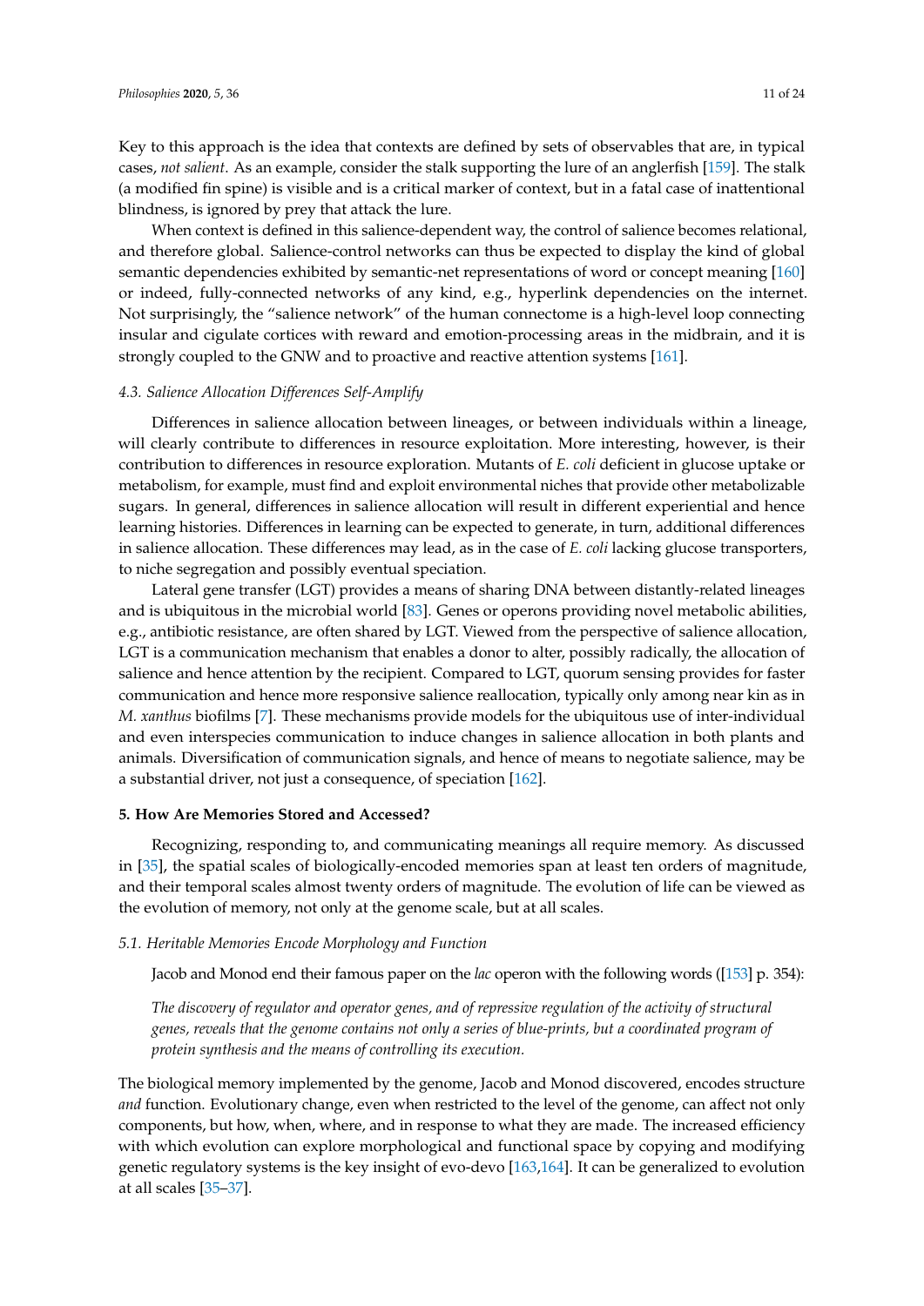Key to this approach is the idea that contexts are defined by sets of observables that are, in typical cases, *not salient*. As an example, consider the stalk supporting the lure of an anglerfish [159]. The stalk (a modified fin spine) is visible and is a critical marker of context, but in a fatal case of inattentional blindness, is ignored by prey that attack the lure.

When context is defined in this salience-dependent way, the control of salience becomes relational, and therefore global. Salience-control networks can thus be expected to display the kind of global semantic dependencies exhibited by semantic-net representations of word or concept meaning [160] or indeed, fully-connected networks of any kind, e.g., hyperlink dependencies on the internet. Not surprisingly, the "salience network" of the human connectome is a high-level loop connecting insular and cigulate cortices with reward and emotion-processing areas in the midbrain, and it is strongly coupled to the GNW and to proactive and reactive attention systems [161].

### *4.3. Salience Allocation Differences Self-Amplify*

Differences in salience allocation between lineages, or between individuals within a lineage, will clearly contribute to differences in resource exploitation. More interesting, however, is their contribution to differences in resource exploration. Mutants of *E. coli* deficient in glucose uptake or metabolism, for example, must find and exploit environmental niches that provide other metabolizable sugars. In general, differences in salience allocation will result in different experiential and hence learning histories. Differences in learning can be expected to generate, in turn, additional differences in salience allocation. These differences may lead, as in the case of *E. coli* lacking glucose transporters, to niche segregation and possibly eventual speciation.

Lateral gene transfer (LGT) provides a means of sharing DNA between distantly-related lineages and is ubiquitous in the microbial world [83]. Genes or operons providing novel metabolic abilities, e.g., antibiotic resistance, are often shared by LGT. Viewed from the perspective of salience allocation, LGT is a communication mechanism that enables a donor to alter, possibly radically, the allocation of salience and hence attention by the recipient. Compared to LGT, quorum sensing provides for faster communication and hence more responsive salience reallocation, typically only among near kin as in *M. xanthus* biofilms [7]. These mechanisms provide models for the ubiquitous use of inter-individual and even interspecies communication to induce changes in salience allocation in both plants and animals. Diversification of communication signals, and hence of means to negotiate salience, may be a substantial driver, not just a consequence, of speciation [162].

## **5. How Are Memories Stored and Accessed?**

Recognizing, responding to, and communicating meanings all require memory. As discussed in [35], the spatial scales of biologically-encoded memories span at least ten orders of magnitude, and their temporal scales almost twenty orders of magnitude. The evolution of life can be viewed as the evolution of memory, not only at the genome scale, but at all scales.

### *5.1. Heritable Memories Encode Morphology and Function*

Jacob and Monod end their famous paper on the *lac* operon with the following words ([153] p. 354):

> *The discovery of regulator and operator genes, and of repressive regulation of the activity of structural genes, reveals that the genome contains not only a series of blue-prints, but a coordinated program of protein synthesis and the means of controlling its execution.*

The biological memory implemented by the genome, Jacob and Monod discovered, encodes structure *and* function. Evolutionary change, even when restricted to the level of the genome, can affect not only components, but how, when, where, and in response to what they are made. The increased efficiency with which evolution can explore morphological and functional space by copying and modifying genetic regulatory systems is the key insight of evo-devo [163,164]. It can be generalized to evolution at all scales [35–37].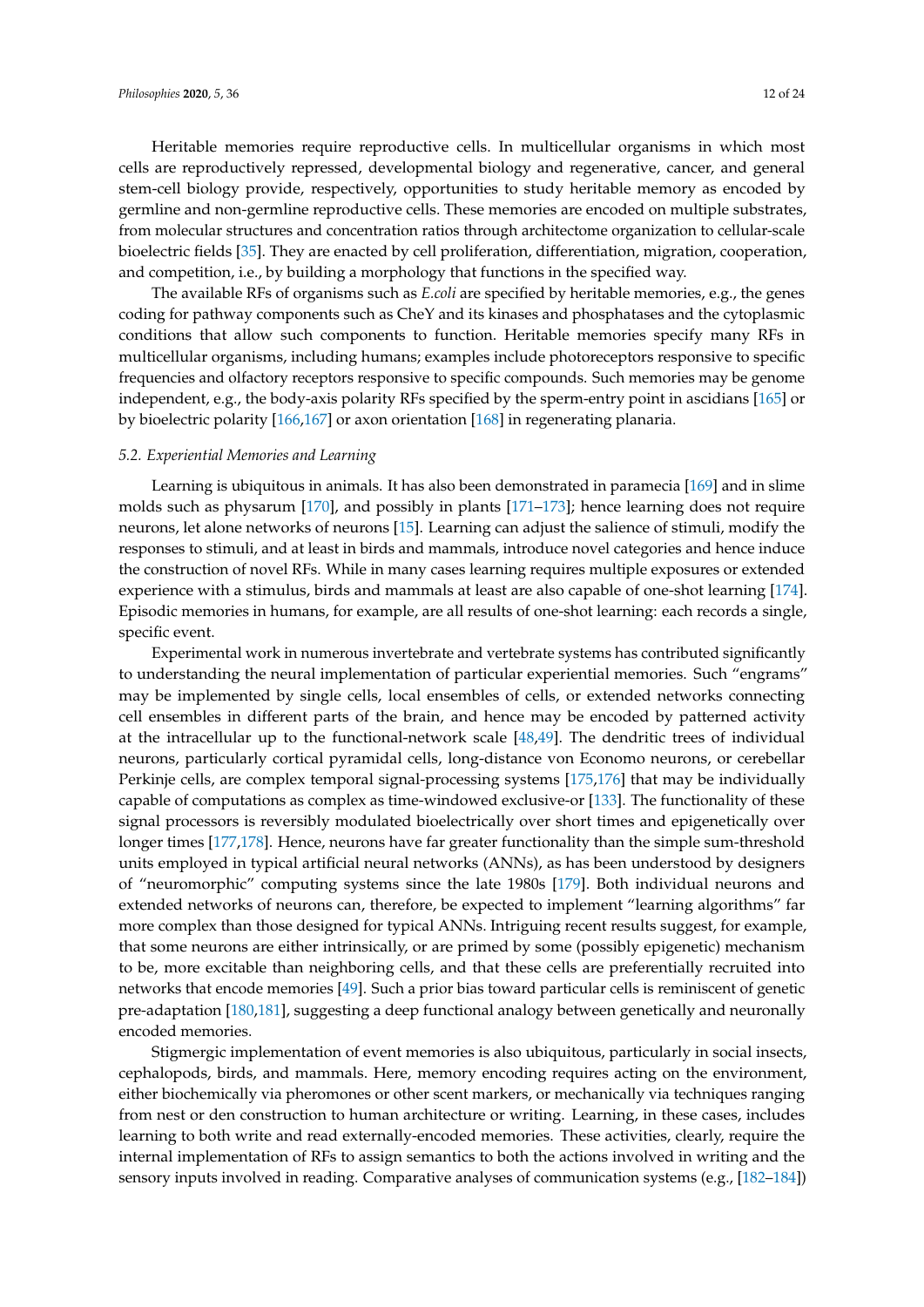Heritable memories require reproductive cells. In multicellular organisms in which most cells are reproductively repressed, developmental biology and regenerative, cancer, and general stem-cell biology provide, respectively, opportunities to study heritable memory as encoded by germline and non-germline reproductive cells. These memories are encoded on multiple substrates, from molecular structures and concentration ratios through architectome organization to cellular-scale bioelectric fields [35]. They are enacted by cell proliferation, differentiation, migration, cooperation, and competition, i.e., by building a morphology that functions in the specified way.

The available RFs of organisms such as *E.coli* are specified by heritable memories, e.g., the genes coding for pathway components such as CheY and its kinases and phosphatases and the cytoplasmic conditions that allow such components to function. Heritable memories specify many RFs in multicellular organisms, including humans; examples include photoreceptors responsive to specific frequencies and olfactory receptors responsive to specific compounds. Such memories may be genome independent, e.g., the body-axis polarity RFs specified by the sperm-entry point in ascidians [165] or by bioelectric polarity [166,167] or axon orientation [168] in regenerating planaria.

### 5.2. Experiential Memories and Learning

Learning is ubiquitous in animals. It has also been demonstrated in paramecia [169] and in slime molds such as physarum [170], and possibly in plants [171–173]; hence learning does not require neurons, let alone networks of neurons [15]. Learning can adjust the salience of stimuli, modify the responses to stimuli, and at least in birds and mammals, introduce novel categories and hence induce the construction of novel RFs. While in many cases learning requires multiple exposures or extended experience with a stimulus, birds and mammals at least are also capable of one-shot learning [174]. Episodic memories in humans, for example, are all results of one-shot learning: each records a single, specific event.

Experimental work in numerous invertebrate and vertebrate systems has contributed significantly to understanding the neural implementation of particular experiential memories. Such "engrams" may be implemented by single cells, local ensembles of cells, or extended networks connecting cell ensembles in different parts of the brain, and hence may be encoded by patterned activity at the intracellular up to the functional-network scale [48,49]. The dendritic trees of individual neurons, particularly cortical pyramidal cells, long-distance von Economo neurons, or cerebellar Perkinje cells, are complex temporal signal-processing systems [175,176] that may be individually capable of computations as complex as time-windowed exclusive-or [133]. The functionality of these signal processors is reversibly modulated bioelectrically over short times and epigenetically over longer times [177,178]. Hence, neurons have far greater functionality than the simple sum-threshold units employed in typical artificial neural networks (ANNs), as has been understood by designers of "neuromorphic" computing systems since the late 1980s [179]. Both individual neurons and extended networks of neurons can, therefore, be expected to implement "learning algorithms" far more complex than those designed for typical ANNs. Intriguing recent results suggest, for example, that some neurons are either intrinsically, or are primed by some (possibly epigenetic) mechanism to be, more excitable than neighboring cells, and that these cells are preferentially recruited into networks that encode memories [49]. Such a prior bias toward particular cells is reminiscent of genetic pre-adaptation [180,181], suggesting a deep functional analogy between genetically and neuronally encoded memories.

Stigmergic implementation of event memories is also ubiquitous, particularly in social insects, cephalopods, birds, and mammals. Here, memory encoding requires acting on the environment, either biochemically via pheromones or other scent markers, or mechanically via techniques ranging from nest or den construction to human architecture or writing. Learning, in these cases, includes learning to both write and read externally-encoded memories. These activities, clearly, require the internal implementation of RFs to assign semantics to both the actions involved in writing and the sensory inputs involved in reading. Comparative analyses of communication systems (e.g., [182–184])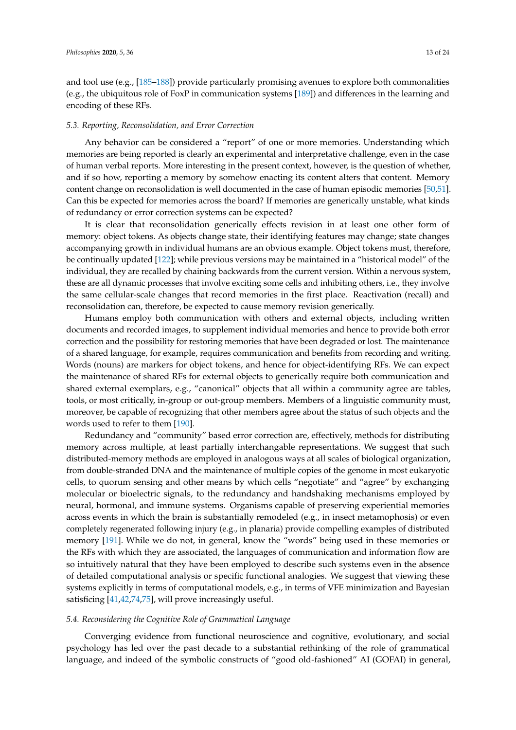and tool use (e.g., [185–188]) provide particularly promising avenues to explore both commonalities (e.g., the ubiquitous role of FoxP in communication systems [189]) and differences in the learning and encoding of these RFs.

### 5.3. Reporting, Reconsolidation, and Error Correction

Any behavior can be considered a "report" of one or more memories. Understanding which memories are being reported is clearly an experimental and interpretative challenge, even in the case of human verbal reports. More interesting in the present context, however, is the question of whether, and if so how, reporting a memory by somehow enacting its content alters that content. Memory content change on reconsolidation is well documented in the case of human episodic memories [50,51]. Can this be expected for memories across the board? If memories are generically unstable, what kinds of redundancy or error correction systems can be expected?

It is clear that reconsolidation generically effects revision in at least one other form of memory: object tokens. As objects change state, their identifying features may change; state changes accompanying growth in individual humans are an obvious example. Object tokens must, therefore, be continually updated [122]; while previous versions may be maintained in a "historical model" of the individual, they are recalled by chaining backwards from the current version. Within a nervous system, these are all dynamic processes that involve exciting some cells and inhibiting others, i.e., they involve the same cellular-scale changes that record memories in the first place. Reactivation (recall) and reconsolidation can, therefore, be expected to cause memory revision generically.

Humans employ both communication with others and external objects, including written documents and recorded images, to supplement individual memories and hence to provide both error correction and the possibility for restoring memories that have been degraded or lost. The maintenance of a shared language, for example, requires communication and benefits from recording and writing. Words (nouns) are markers for object tokens, and hence for object-identifying RFs. We can expect the maintenance of shared RFs for external objects to generically require both communication and shared external exemplars, e.g., "canonical" objects that all within a community agree are tables, tools, or most critically, in-group or out-group members. Members of a linguistic community must, moreover, be capable of recognizing that other members agree about the status of such objects and the words used to refer to them [190].

Redundancy and "community" based error correction are, effectively, methods for distributing memory across multiple, at least partially interchangable representations. We suggest that such distributed-memory methods are employed in analogous ways at all scales of biological organization, from double-stranded DNA and the maintenance of multiple copies of the genome in most eukaryotic cells, to quorum sensing and other means by which cells "negotiate" and "agree" by exchanging molecular or bioelectric signals, to the redundancy and handshaking mechanisms employed by neural, hormonal, and immune systems. Organisms capable of preserving experiential memories across events in which the brain is substantially remodeled (e.g., in insect metamophosis) or even completely regenerated following injury (e.g., in planaria) provide compelling examples of distributed memory [191]. While we do not, in general, know the "words" being used in these memories or the RFs with which they are associated, the languages of communication and information flow are so intuitively natural that they have been employed to describe such systems even in the absence of detailed computational analysis or specific functional analogies. We suggest that viewing these systems explicitly in terms of computational models, e.g., in terms of VFE minimization and Bayesian satisficing [41,42,74,75], will prove increasingly useful.

### 5.4. Reconsidering the Cognitive Role of Grammatical Language

Converging evidence from functional neuroscience and cognitive, evolutionary, and social psychology has led over the past decade to a substantial rethinking of the role of grammatical language, and indeed of the symbolic constructs of "good old-fashioned" AI (GOFAI) in general,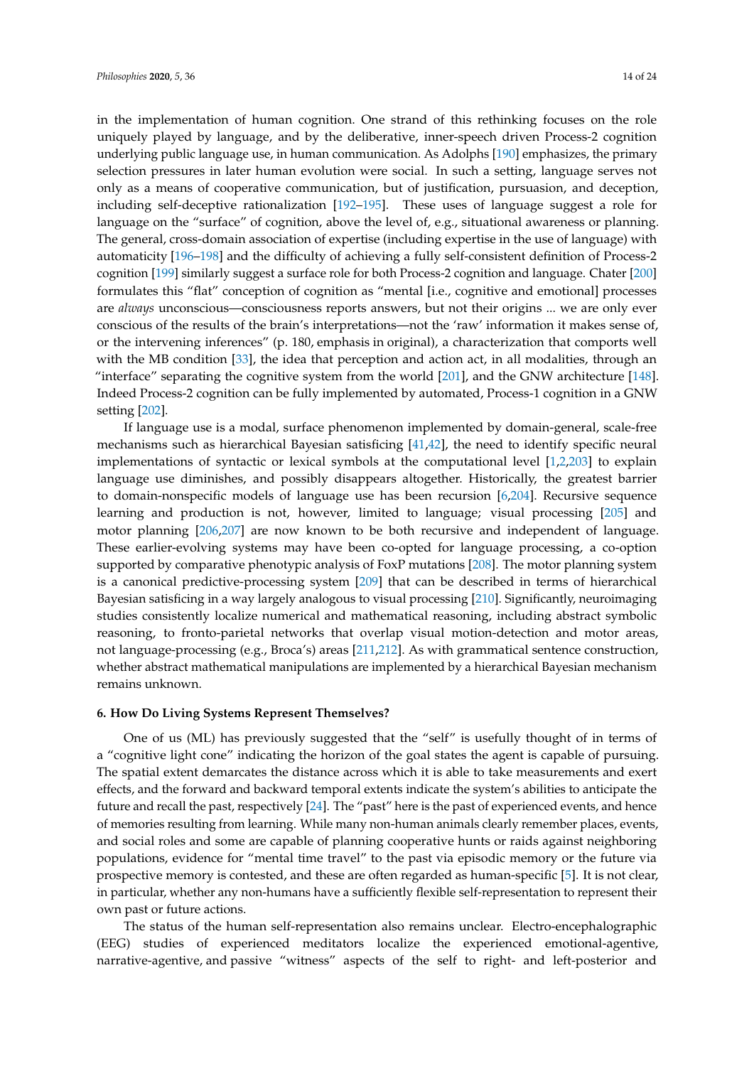in the implementation of human cognition. One strand of this rethinking focuses on the role uniquely played by language, and by the deliberative, inner-speech driven Process-2 cognition underlying public language use, in human communication. As Adolphs [190] emphasizes, the primary selection pressures in later human evolution were social. In such a setting, language serves not only as a means of cooperative communication, but of justification, pursuasion, and deception, including self-deceptive rationalization [192–195]. These uses of language suggest a role for language on the "surface" of cognition, above the level of, e.g., situational awareness or planning. The general, cross-domain association of expertise (including expertise in the use of language) with automaticity [196–198] and the difficulty of achieving a fully self-consistent definition of Process-2 cognition [199] similarly suggest a surface role for both Process-2 cognition and language. Chater [200] formulates this "flat" conception of cognition as "mental [i.e., cognitive and emotional] processes are *always* unconscious—consciousness reports answers, but not their origins ... we are only ever conscious of the results of the brain's interpretations—not the 'raw' information it makes sense of, or the intervening inferences" (p. 180, emphasis in original), a characterization that comports well with the MB condition [33], the idea that perception and action act, in all modalities, through an "interface" separating the cognitive system from the world [201], and the GNW architecture [148]. Indeed Process-2 cognition can be fully implemented by automated, Process-1 cognition in a GNW setting [202].

If language use is a modal, surface phenomenon implemented by domain-general, scale-free mechanisms such as hierarchical Bayesian satisficing [41,42], the need to identify specific neural implementations of syntactic or lexical symbols at the computational level [1,2,203] to explain language use diminishes, and possibly disappears altogether. Historically, the greatest barrier to domain-nonspecific models of language use has been recursion [6,204]. Recursive sequence learning and production is not, however, limited to language; visual processing [205] and motor planning [206,207] are now known to be both recursive and independent of language. These earlier-evolving systems may have been co-opted for language processing, a co-option supported by comparative phenotypic analysis of FoxP mutations [208]. The motor planning system is a canonical predictive-processing system [209] that can be described in terms of hierarchical Bayesian satisficing in a way largely analogous to visual processing [210]. Significantly, neuroimaging studies consistently localize numerical and mathematical reasoning, including abstract symbolic reasoning, to fronto-parietal networks that overlap visual motion-detection and motor areas, not language-processing (e.g., Broca's) areas [211,212]. As with grammatical sentence construction, whether abstract mathematical manipulations are implemented by a hierarchical Bayesian mechanism remains unknown.

## 6. How Do Living Systems Represent Themselves?

One of us (ML) has previously suggested that the "self" is usefully thought of in terms of a "cognitive light cone" indicating the horizon of the goal states the agent is capable of pursuing. The spatial extent demarcates the distance across which it is able to take measurements and exert effects, and the forward and backward temporal extents indicate the system's abilities to anticipate the future and recall the past, respectively [24]. The "past" here is the past of experienced events, and hence of memories resulting from learning. While many non-human animals clearly remember places, events, and social roles and some are capable of planning cooperative hunts or raids against neighboring populations, evidence for "mental time travel" to the past via episodic memory or the future via prospective memory is contested, and these are often regarded as human-specific [5]. It is not clear, in particular, whether any non-humans have a sufficiently flexible self-representation to represent their own past or future actions.

The status of the human self-representation also remains unclear. Electro-encephalographic (EEG) studies of experienced meditators localize the experienced emotional-agentive, narrative-agentive, and passive "witness" aspects of the self to right- and left-posterior and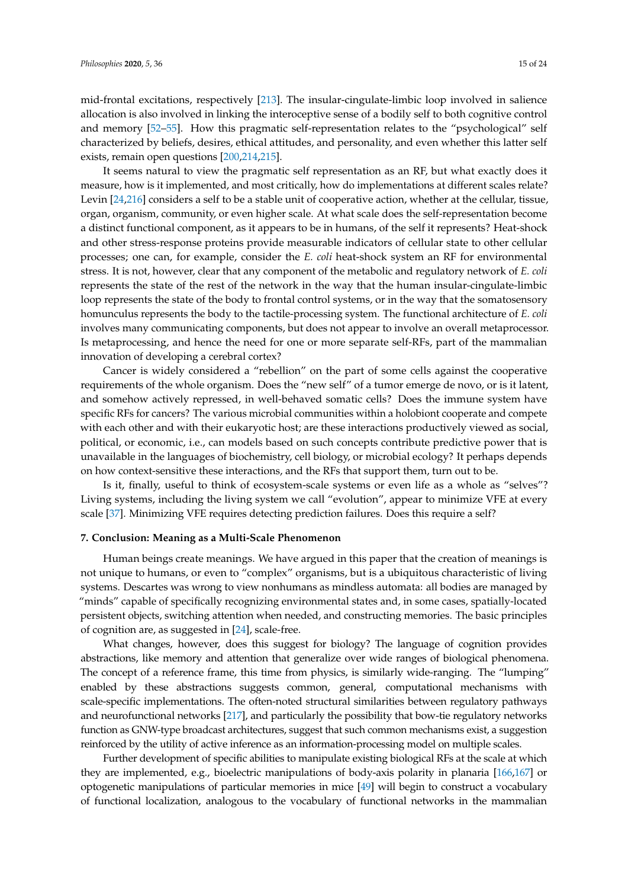mid-frontal excitations, respectively [213]. The insular-cingulate-limbic loop involved in salience allocation is also involved in linking the interoceptive sense of a bodily self to both cognitive control and memory [52–55]. How this pragmatic self-representation relates to the "psychological" self characterized by beliefs, desires, ethical attitudes, and personality, and even whether this latter self exists, remain open questions [200,214,215].

It seems natural to view the pragmatic self representation as an RF, but what exactly does it measure, how is it implemented, and most critically, how do implementations at different scales relate? Levin [24,216] considers a self to be a stable unit of cooperative action, whether at the cellular, tissue, organ, organism, community, or even higher scale. At what scale does the self-representation become a distinct functional component, as it appears to be in humans, of the self it represents? Heat-shock and other stress-response proteins provide measurable indicators of cellular state to other cellular processes; one can, for example, consider the *E. coli* heat-shock system an RF for environmental stress. It is not, however, clear that any component of the metabolic and regulatory network of *E. coli* represents the state of the rest of the network in the way that the human insular-cingulate-limbic loop represents the state of the body to frontal control systems, or in the way that the somatosensory homunculus represents the body to the tactile-processing system. The functional architecture of *E. coli* involves many communicating components, but does not appear to involve an overall metaprocessor. Is metaprocessing, and hence the need for one or more separate self-RFs, part of the mammalian innovation of developing a cerebral cortex?

Cancer is widely considered a "rebellion" on the part of some cells against the cooperative requirements of the whole organism. Does the "new self" of a tumor emerge de novo, or is it latent, and somehow actively repressed, in well-behaved somatic cells? Does the immune system have specific RFs for cancers? The various microbial communities within a holobiont cooperate and compete with each other and with their eukaryotic host; are these interactions productively viewed as social, political, or economic, i.e., can models based on such concepts contribute predictive power that is unavailable in the languages of biochemistry, cell biology, or microbial ecology? It perhaps depends on how context-sensitive these interactions, and the RFs that support them, turn out to be.

Is it, finally, useful to think of ecosystem-scale systems or even life as a whole as "selves"? Living systems, including the living system we call "evolution", appear to minimize VFE at every scale [37]. Minimizing VFE requires detecting prediction failures. Does this require a self?

## 7. Conclusion: Meaning as a Multi-Scale Phenomenon

Human beings create meanings. We have argued in this paper that the creation of meanings is not unique to humans, or even to "complex" organisms, but is a ubiquitous characteristic of living systems. Descartes was wrong to view nonhumans as mindless automata: all bodies are managed by "minds" capable of specifically recognizing environmental states and, in some cases, spatially-located persistent objects, switching attention when needed, and constructing memories. The basic principles of cognition are, as suggested in [24], scale-free.

What changes, however, does this suggest for biology? The language of cognition provides abstractions, like memory and attention that generalize over wide ranges of biological phenomena. The concept of a reference frame, this time from physics, is similarly wide-ranging. The "lumping" enabled by these abstractions suggests common, general, computational mechanisms with scale-specific implementations. The often-noted structural similarities between regulatory pathways and neurofunctional networks [217], and particularly the possibility that bow-tie regulatory networks function as GNW-type broadcast architectures, suggest that such common mechanisms exist, a suggestion reinforced by the utility of active inference as an information-processing model on multiple scales.

Further development of specific abilities to manipulate existing biological RFs at the scale at which they are implemented, e.g., bioelectric manipulations of body-axis polarity in planaria [166,167] or optogenetic manipulations of particular memories in mice [49] will begin to construct a vocabulary of functional localization, analogous to the vocabulary of functional networks in the mammalian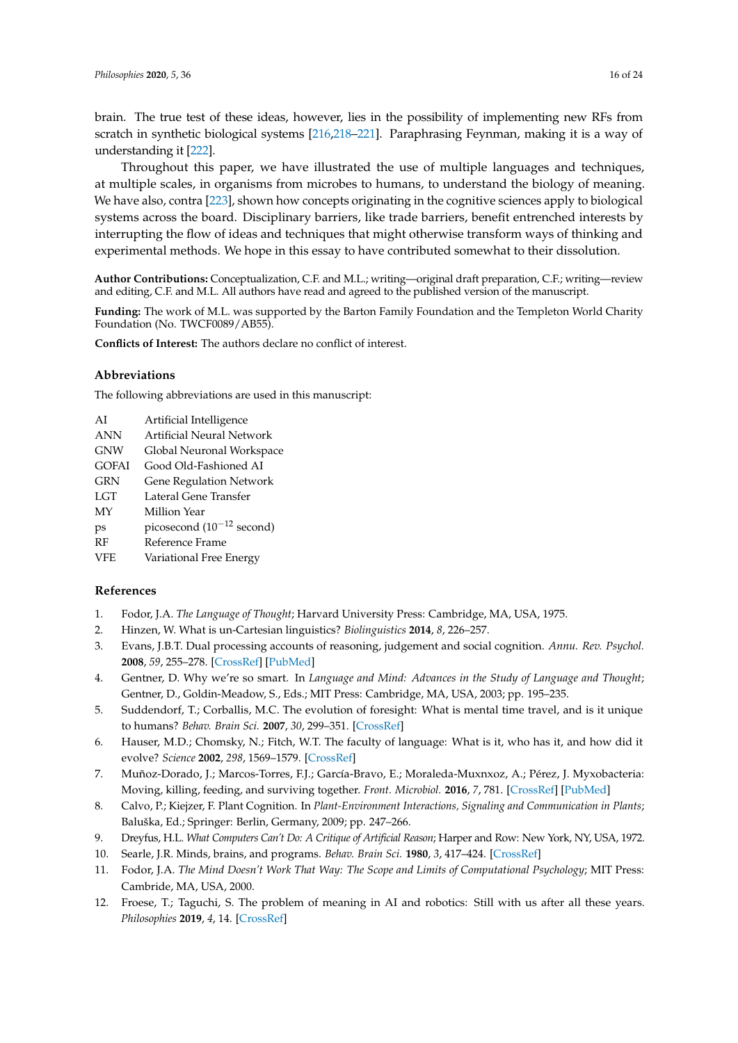brain. The true test of these ideas, however, lies in the possibility of implementing new RFs from scratch in synthetic biological systems [216,218–221]. Paraphrasing Feynman, making it is a way of understanding it [222].

Throughout this paper, we have illustrated the use of multiple languages and techniques, at multiple scales, in organisms from microbes to humans, to understand the biology of meaning. We have also, contra [223], shown how concepts originating in the cognitive sciences apply to biological systems across the board. Disciplinary barriers, like trade barriers, benefit entrenched interests by interrupting the flow of ideas and techniques that might otherwise transform ways of thinking and experimental methods. We hope in this essay to have contributed somewhat to their dissolution.

**Author Contributions:** Conceptualization, C.F. and M.L.; writing—original draft preparation, C.F.; writing—review and editing, C.F. and M.L. All authors have read and agreed to the published version of the manuscript.

**Funding:** The work of M.L. was supported by the Barton Family Foundation and the Templeton World Charity Foundation (No. TWCF0089/AB55).

**Conflicts of Interest:** The authors declare no conflict of interest.

## Abbreviations

The following abbreviations are used in this manuscript:

| | |
|---|---|
| AI | Artificial Intelligence |
| ANN | Artificial Neural Network |
| GNW | Global Neuronal Workspace |
| GOFAI | Good Old-Fashioned AI |
| GRN | Gene Regulation Network |
| LGT | Lateral Gene Transfer |
| MY | Million Year |
| ps | picosecond ($10^{-12}$ second) |
| RF | Reference Frame |
| VFE | Variational Free Energy |

## References

1. Fodor, J.A. *The Language of Thought*; Harvard University Press: Cambridge, MA, USA, 1975.
2. Hinzen, W. What is un-Cartesian linguistics? *Biolinguistics* **2014**, *8*, 226–257.
3. Evans, J.B.T. Dual processing accounts of reasoning, judgement and social cognition. *Annu. Rev. Psychol.* **2008**, *59*, 255–278. [CrossRef] [PubMed]
4. Gentner, D. Why we're so smart. In *Language and Mind: Advances in the Study of Language and Thought*; Gentner, D., Goldin-Meadow, S., Eds.; MIT Press: Cambridge, MA, USA, 2003; pp. 195–235.
5. Suddendorf, T.; Corballis, M.C. The evolution of foresight: What is mental time travel, and is it unique to humans? *Behav. Brain Sci.* **2007**, *30*, 299–351. [CrossRef]
6. Hauser, M.D.; Chomsky, N.; Fitch, W.T. The faculty of language: What is it, who has it, and how did it evolve? *Science* **2002**, *298*, 1569–1579. [CrossRef]
7. Muñoz-Dorado, J.; Marcos-Torres, F.J.; García-Bravo, E.; Moraleda-Muxnxoz, A.; Pérez, J. Myxobacteria: Moving, killing, feeding, and surviving together. *Front. Microbiol.* **2016**, *7*, 781. [CrossRef] [PubMed]
8. Calvo, P.; Kiejzer, F. Plant Cognition. In *Plant-Environment Interactions, Signaling and Communication in Plants*; Baluška, Ed.; Springer: Berlin, Germany, 2009; pp. 247–266.
9. Dreyfus, H.L. *What Computers Can't Do: A Critique of Artificial Reason*; Harper and Row: New York, NY, USA, 1972.
10. Searle, J.R. Minds, brains, and programs. *Behav. Brain Sci.* **1980**, *3*, 417–424. [CrossRef]
11. Fodor, J.A. *The Mind Doesn't Work That Way: The Scope and Limits of Computational Psychology*; MIT Press: Cambride, MA, USA, 2000.
12. Froese, T.; Taguchi, S. The problem of meaning in AI and robotics: Still with us after all these years. *Philosophies* **2019**, *4*, 14. [CrossRef]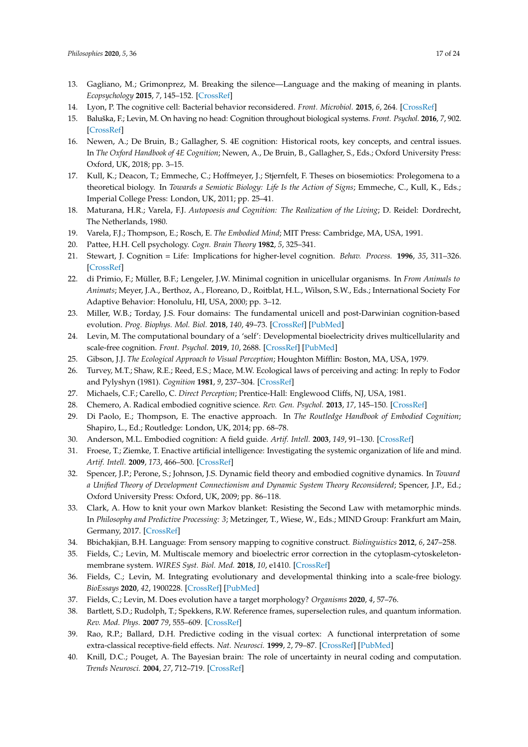13. Gagliano, M.; Grimonprez, M. Breaking the silence—Language and the making of meaning in plants. *Ecopsychology* **2015**, *7*, 145–152. [CrossRef]
14. Lyon, P. The cognitive cell: Bacterial behavior reconsidered. *Front. Microbiol.* **2015**, *6*, 264. [CrossRef]
15. Baluška, F.; Levin, M. On having no head: Cognition throughout biological systems. *Front. Psychol.* **2016**, *7*, 902. [CrossRef]
16. Newen, A.; De Bruin, B.; Gallagher, S. 4E cognition: Historical roots, key concepts, and central issues. In *The Oxford Handbook of 4E Cognition*; Newen, A., De Bruin, B., Gallagher, S., Eds.; Oxford University Press: Oxford, UK, 2018; pp. 3–15.
17. Kull, K.; Deacon, T.; Emmeche, C.; Hoffmeyer, J.; Stjernfelt, F. Theses on biosemiotics: Prolegomena to a theoretical biology. In *Towards a Semiotic Biology: Life Is the Action of Signs*; Emmeche, C., Kull, K., Eds.; Imperial College Press: London, UK, 2011; pp. 25–41.
18. Maturana, H.R.; Varela, F.J. *Autopoesis and Cognition: The Realization of the Living*; D. Reidel: Dordrecht, The Netherlands, 1980.
19. Varela, F.J.; Thompson, E.; Rosch, E. *The Embodied Mind*; MIT Press: Cambridge, MA, USA, 1991.
20. Pattee, H.H. Cell psychology. *Cogn. Brain Theory* **1982**, *5*, 325–341.
21. Stewart, J. Cognition = Life: Implications for higher-level cognition. *Behav. Process.* **1996**, *35*, 311–326. [CrossRef]
22. di Primio, F.; Müller, B.F.; Lengeler, J.W. Minimal cognition in unicellular organisms. In *From Animals to Animats*; Meyer, J.A., Berthoz, A., Floreano, D., Roitblat, H.L., Wilson, S.W., Eds.; International Society For Adaptive Behavior: Honolulu, HI, USA, 2000; pp. 3–12.
23. Miller, W.B.; Torday, J.S. Four domains: The fundamental unicell and post-Darwinian cognition-based evolution. *Prog. Biophys. Mol. Biol.* **2018**, *140*, 49–73. [CrossRef] [PubMed]
24. Levin, M. The computational boundary of a 'self': Developmental bioelectricity drives multicellularity and scale-free cognition. *Front. Psychol.* **2019**, *10*, 2688. [CrossRef] [PubMed]
25. Gibson, J.J. *The Ecological Approach to Visual Perception*; Houghton Mifflin: Boston, MA, USA, 1979.
26. Turvey, M.T.; Shaw, R.E.; Reed, E.S.; Mace, M.W. Ecological laws of perceiving and acting: In reply to Fodor and Pylyshyn (1981). *Cognition* **1981**, *9*, 237–304. [CrossRef]
27. Michaels, C.F.; Carello, C. *Direct Perception*; Prentice-Hall: Englewood Cliffs, NJ, USA, 1981.
28. Chemero, A. Radical embodied cognitive science. *Rev. Gen. Psychol.* **2013**, *17*, 145–150. [CrossRef]
29. Di Paolo, E.; Thompson, E. The enactive approach. In *The Routledge Handbook of Embodied Cognition*; Shapiro, L., Ed.; Routledge: London, UK, 2014; pp. 68–78.
30. Anderson, M.L. Embodied cognition: A field guide. *Artif. Intell.* **2003**, *149*, 91–130. [CrossRef]
31. Froese, T.; Ziemke, T. Enactive artificial intelligence: Investigating the systemic organization of life and mind. *Artif. Intell.* **2009**, *173*, 466–500. [CrossRef]
32. Spencer, J.P.; Perone, S.; Johnson, J.S. Dynamic field theory and embodied cognitive dynamics. In *Toward a Unified Theory of Development Connectionism and Dynamic System Theory Reconsidered*; Spencer, J.P., Ed.; Oxford University Press: Oxford, UK, 2009; pp. 86–118.
33. Clark, A. How to knit your own Markov blanket: Resisting the Second Law with metamorphic minds. In *Philosophy and Predictive Processing: 3*; Metzinger, T., Wiese, W., Eds.; MIND Group: Frankfurt am Main, Germany, 2017. [CrossRef]
34. Bbichakjian, B.H. Language: From sensory mapping to cognitive construct. *Biolinguistics* **2012**, *6*, 247–258.
35. Fields, C.; Levin, M. Multiscale memory and bioelectric error correction in the cytoplasm-cytoskeleton-membrane system. *WIRES Syst. Biol. Med.* **2018**, *10*, e1410. [CrossRef]
36. Fields, C.; Levin, M. Integrating evolutionary and developmental thinking into a scale-free biology. *BioEssays* **2020**, *42*, 1900228. [CrossRef] [PubMed]
37. Fields, C.; Levin, M. Does evolution have a target morphology? *Organisms* **2020**, *4*, 57–76.
38. Bartlett, S.D.; Rudolph, T.; Spekkens, R.W. Reference frames, superselection rules, and quantum information. *Rev. Mod. Phys.* **2007** *79*, 555–609. [CrossRef]
39. Rao, R.P.; Ballard, D.H. Predictive coding in the visual cortex: A functional interpretation of some extra-classical receptive-field effects. *Nat. Neurosci.* **1999**, *2*, 79–87. [CrossRef] [PubMed]
40. Knill, D.C.; Pouget, A. The Bayesian brain: The role of uncertainty in neural coding and computation. *Trends Neurosci.* **2004**, *27*, 712–719. [CrossRef]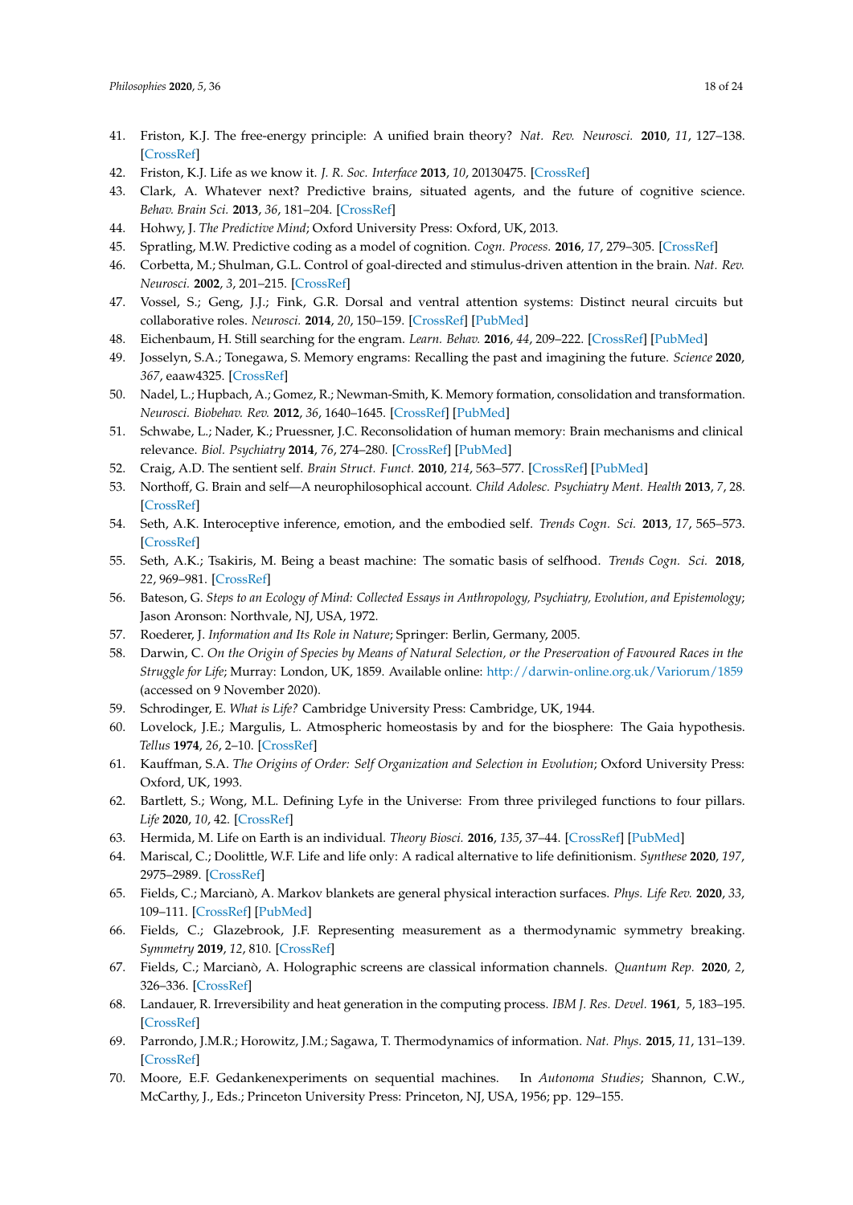41. Friston, K.J. The free-energy principle: A unified brain theory? *Nat. Rev. Neurosci.* **2010**, *11*, 127–138. [CrossRef]
42. Friston, K.J. Life as we know it. *J. R. Soc. Interface* **2013**, *10*, 20130475. [CrossRef]
43. Clark, A. Whatever next? Predictive brains, situated agents, and the future of cognitive science. *Behav. Brain Sci.* **2013**, *36*, 181–204. [CrossRef]
44. Hohwy, J. *The Predictive Mind*; Oxford University Press: Oxford, UK, 2013.
45. Spratling, M.W. Predictive coding as a model of cognition. *Cogn. Process.* **2016**, *17*, 279–305. [CrossRef]
46. Corbetta, M.; Shulman, G.L. Control of goal-directed and stimulus-driven attention in the brain. *Nat. Rev. Neurosci.* **2002**, *3*, 201–215. [CrossRef]
47. Vossel, S.; Geng, J.J.; Fink, G.R. Dorsal and ventral attention systems: Distinct neural circuits but collaborative roles. *Neurosci.* **2014**, *20*, 150–159. [CrossRef] [PubMed]
48. Eichenbaum, H. Still searching for the engram. *Learn. Behav.* **2016**, *44*, 209–222. [CrossRef] [PubMed]
49. Josselyn, S.A.; Tonegawa, S. Memory engrams: Recalling the past and imagining the future. *Science* **2020**, *367*, eaaw4325. [CrossRef]
50. Nadel, L.; Hupbach, A.; Gomez, R.; Newman-Smith, K. Memory formation, consolidation and transformation. *Neurosci. Biobehav. Rev.* **2012**, *36*, 1640–1645. [CrossRef] [PubMed]
51. Schwabe, L.; Nader, K.; Pruessner, J.C. Reconsolidation of human memory: Brain mechanisms and clinical relevance. *Biol. Psychiatry* **2014**, *76*, 274–280. [CrossRef] [PubMed]
52. Craig, A.D. The sentient self. *Brain Struct. Funct.* **2010**, *214*, 563–577. [CrossRef] [PubMed]
53. Northoff, G. Brain and self—A neurophilosophical account. *Child Adolesc. Psychiatry Ment. Health* **2013**, *7*, 28. [CrossRef]
54. Seth, A.K. Interoceptive inference, emotion, and the embodied self. *Trends Cogn. Sci.* **2013**, *17*, 565–573. [CrossRef]
55. Seth, A.K.; Tsakiris, M. Being a beast machine: The somatic basis of selfhood. *Trends Cogn. Sci.* **2018**, *22*, 969–981. [CrossRef]
56. Bateson, G. *Steps to an Ecology of Mind: Collected Essays in Anthropology, Psychiatry, Evolution, and Epistemology*; Jason Aronson: Northvale, NJ, USA, 1972.
57. Roederer, J. *Information and Its Role in Nature*; Springer: Berlin, Germany, 2005.
58. Darwin, C. *On the Origin of Species by Means of Natural Selection, or the Preservation of Favoured Races in the Struggle for Life*; Murray: London, UK, 1859. Available online: http://darwin-online.org.uk/Variorum/1859 (accessed on 9 November 2020).
59. Schrodinger, E. *What is Life?* Cambridge University Press: Cambridge, UK, 1944.
60. Lovelock, J.E.; Margulis, L. Atmospheric homeostasis by and for the biosphere: The Gaia hypothesis. *Tellus* **1974**, *26*, 2–10. [CrossRef]
61. Kauffman, S.A. *The Origins of Order: Self Organization and Selection in Evolution*; Oxford University Press: Oxford, UK, 1993.
62. Bartlett, S.; Wong, M.L. Defining Lyfe in the Universe: From three privileged functions to four pillars. *Life* **2020**, *10*, 42. [CrossRef]
63. Hermida, M. Life on Earth is an individual. *Theory Biosci.* **2016**, *135*, 37–44. [CrossRef] [PubMed]
64. Mariscal, C.; Doolittle, W.F. Life and life only: A radical alternative to life definitionism. *Synthese* **2020**, *197*, 2975–2989. [CrossRef]
65. Fields, C.; Marcianò, A. Markov blankets are general physical interaction surfaces. *Phys. Life Rev.* **2020**, *33*, 109–111. [CrossRef] [PubMed]
66. Fields, C.; Glazebrook, J.F. Representing measurement as a thermodynamic symmetry breaking. *Symmetry* **2019**, *12*, 810. [CrossRef]
67. Fields, C.; Marcianò, A. Holographic screens are classical information channels. *Quantum Rep.* **2020**, *2*, 326–336. [CrossRef]
68. Landauer, R. Irreversibility and heat generation in the computing process. *IBM J. Res. Devel.* **1961**, 5, 183–195. [CrossRef]
69. Parrondo, J.M.R.; Horowitz, J.M.; Sagawa, T. Thermodynamics of information. *Nat. Phys.* **2015**, *11*, 131–139. [CrossRef]
70. Moore, E.F. Gedankenexperiments on sequential machines. In *Autonoma Studies*; Shannon, C.W., McCarthy, J., Eds.; Princeton University Press: Princeton, NJ, USA, 1956; pp. 129–155.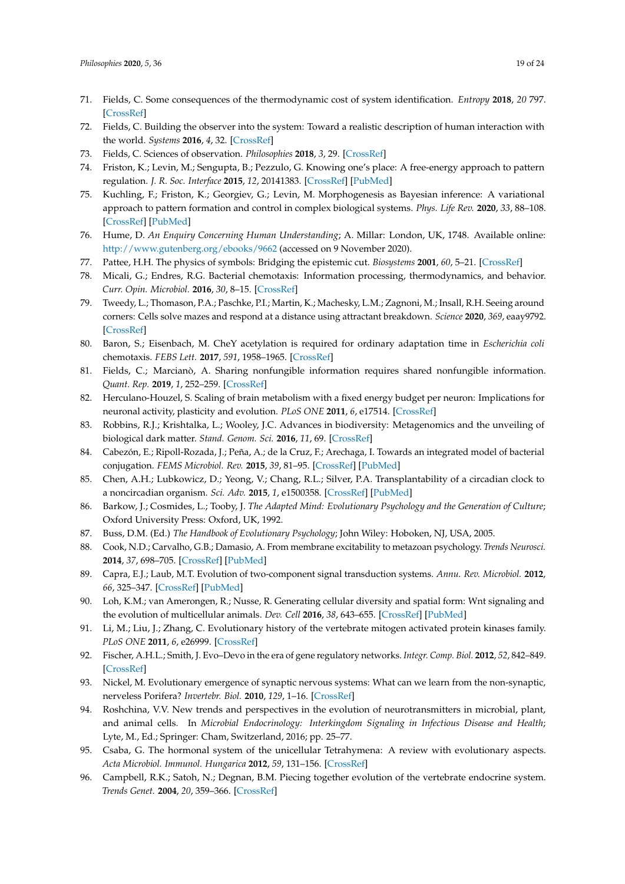71. Fields, C. Some consequences of the thermodynamic cost of system identification. *Entropy* **2018**, *20* 797. [CrossRef]
72. Fields, C. Building the observer into the system: Toward a realistic description of human interaction with the world. *Systems* **2016**, *4*, 32. [CrossRef]
73. Fields, C. Sciences of observation. *Philosophies* **2018**, *3*, 29. [CrossRef]
74. Friston, K.; Levin, M.; Sengupta, B.; Pezzulo, G. Knowing one's place: A free-energy approach to pattern regulation. *J. R. Soc. Interface* **2015**, *12*, 20141383. [CrossRef] [PubMed]
75. Kuchling, F.; Friston, K.; Georgiev, G.; Levin, M. Morphogenesis as Bayesian inference: A variational approach to pattern formation and control in complex biological systems. *Phys. Life Rev.* **2020**, *33*, 88–108. [CrossRef] [PubMed]
76. Hume, D. *An Enquiry Concerning Human Understanding*; A. Millar: London, UK, 1748. Available online: http://www.gutenberg.org/ebooks/9662 (accessed on 9 November 2020).
77. Pattee, H.H. The physics of symbols: Bridging the epistemic cut. *Biosystems* **2001**, *60*, 5–21. [CrossRef]
78. Micali, G.; Endres, R.G. Bacterial chemotaxis: Information processing, thermodynamics, and behavior. *Curr. Opin. Microbiol.* **2016**, *30*, 8–15. [CrossRef]
79. Tweedy, L.; Thomason, P.A.; Paschke, P.I.; Martin, K.; Machesky, L.M.; Zagnoni, M.; Insall, R.H. Seeing around corners: Cells solve mazes and respond at a distance using attractant breakdown. *Science* **2020**, *369*, eaay9792. [CrossRef]
80. Baron, S.; Eisenbach, M. CheY acetylation is required for ordinary adaptation time in *Escherichia coli* chemotaxis. *FEBS Lett.* **2017**, *591*, 1958–1965. [CrossRef]
81. Fields, C.; Marcianò, A. Sharing nonfungible information requires shared nonfungible information. *Quant. Rep.* **2019**, *1*, 252–259. [CrossRef]
82. Herculano-Houzel, S. Scaling of brain metabolism with a fixed energy budget per neuron: Implications for neuronal activity, plasticity and evolution. *PLoS ONE* **2011**, *6*, e17514. [CrossRef]
83. Robbins, R.J.; Krishtalka, L.; Wooley, J.C. Advances in biodiversity: Metagenomics and the unveiling of biological dark matter. *Stand. Genom. Sci.* **2016**, *11*, 69. [CrossRef]
84. Cabezón, E.; Ripoll-Rozada, J.; Peña, A.; de la Cruz, F.; Arechaga, I. Towards an integrated model of bacterial conjugation. *FEMS Microbiol. Rev.* **2015**, *39*, 81–95. [CrossRef] [PubMed]
85. Chen, A.H.; Lubkowicz, D.; Yeong, V.; Chang, R.L.; Silver, P.A. Transplantability of a circadian clock to a noncircadian organism. *Sci. Adv.* **2015**, *1*, e1500358. [CrossRef] [PubMed]
86. Barkow, J.; Cosmides, L.; Tooby, J. *The Adapted Mind: Evolutionary Psychology and the Generation of Culture*; Oxford University Press: Oxford, UK, 1992.
87. Buss, D.M. (Ed.) *The Handbook of Evolutionary Psychology*; John Wiley: Hoboken, NJ, USA, 2005.
88. Cook, N.D.; Carvalho, G.B.; Damasio, A. From membrane excitability to metazoan psychology. *Trends Neurosci.* **2014**, *37*, 698–705. [CrossRef] [PubMed]
89. Capra, E.J.; Laub, M.T. Evolution of two-component signal transduction systems. *Annu. Rev. Microbiol.* **2012**, *66*, 325–347. [CrossRef] [PubMed]
90. Loh, K.M.; van Amerongen, R.; Nusse, R. Generating cellular diversity and spatial form: Wnt signaling and the evolution of multicellular animals. *Dev. Cell* **2016**, *38*, 643–655. [CrossRef] [PubMed]
91. Li, M.; Liu, J.; Zhang, C. Evolutionary history of the vertebrate mitogen activated protein kinases family. *PLoS ONE* **2011**, *6*, e26999. [CrossRef]
92. Fischer, A.H.L.; Smith, J. Evo–Devo in the era of gene regulatory networks. *Integr. Comp. Biol.* **2012**, *52*, 842–849. [CrossRef]
93. Nickel, M. Evolutionary emergence of synaptic nervous systems: What can we learn from the non-synaptic, nerveless Porifera? *Invertebr. Biol.* **2010**, *129*, 1–16. [CrossRef]
94. Roshchina, V.V. New trends and perspectives in the evolution of neurotransmitters in microbial, plant, and animal cells. In *Microbial Endocrinology: Interkingdom Signaling in Infectious Disease and Health*; Lyte, M., Ed.; Springer: Cham, Switzerland, 2016; pp. 25–77.
95. Csaba, G. The hormonal system of the unicellular Tetrahymena: A review with evolutionary aspects. *Acta Microbiol. Immunol. Hungarica* **2012**, *59*, 131–156. [CrossRef]
96. Campbell, R.K.; Satoh, N.; Degnan, B.M. Piecing together evolution of the vertebrate endocrine system. *Trends Genet.* **2004**, *20*, 359–366. [CrossRef]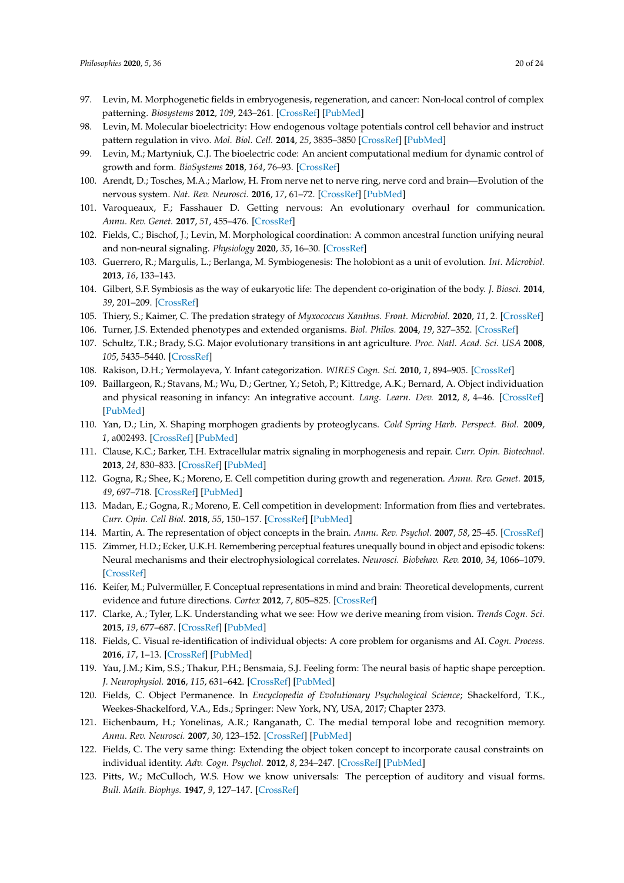97. Levin, M. Morphogenetic fields in embryogenesis, regeneration, and cancer: Non-local control of complex patterning. *Biosystems* **2012**, *109*, 243–261. [CrossRef] [PubMed]
98. Levin, M. Molecular bioelectricity: How endogenous voltage potentials control cell behavior and instruct pattern regulation in vivo. *Mol. Biol. Cell.* **2014**, *25*, 3835–3850 [CrossRef] [PubMed]
99. Levin, M.; Martyniuk, C.J. The bioelectric code: An ancient computational medium for dynamic control of growth and form. *BioSystems* **2018**, *164*, 76–93. [CrossRef]
100. Arendt, D.; Tosches, M.A.; Marlow, H. From nerve net to nerve ring, nerve cord and brain—Evolution of the nervous system. *Nat. Rev. Neurosci.* **2016**, *17*, 61–72. [CrossRef] [PubMed]
101. Varoqueaux, F.; Fasshauer D. Getting nervous: An evolutionary overhaul for communication. *Annu. Rev. Genet.* **2017**, *51*, 455–476. [CrossRef]
102. Fields, C.; Bischof, J.; Levin, M. Morphological coordination: A common ancestral function unifying neural and non-neural signaling. *Physiology* **2020**, *35*, 16–30. [CrossRef]
103. Guerrero, R.; Margulis, L.; Berlanga, M. Symbiogenesis: The holobiont as a unit of evolution. *Int. Microbiol.* **2013**, *16*, 133–143.
104. Gilbert, S.F. Symbiosis as the way of eukaryotic life: The dependent co-origination of the body. *J. Biosci.* **2014**, *39*, 201–209. [CrossRef]
105. Thiery, S.; Kaimer, C. The predation strategy of *Myxococcus Xanthus*. *Front. Microbiol.* **2020**, *11*, 2. [CrossRef]
106. Turner, J.S. Extended phenotypes and extended organisms. *Biol. Philos.* **2004**, *19*, 327–352. [CrossRef]
107. Schultz, T.R.; Brady, S.G. Major evolutionary transitions in ant agriculture. *Proc. Natl. Acad. Sci. USA* **2008**, *105*, 5435–5440. [CrossRef]
108. Rakison, D.H.; Yermolayeva, Y. Infant categorization. *WIRES Cogn. Sci.* **2010**, *1*, 894–905. [CrossRef]
109. Baillargeon, R.; Stavans, M.; Wu, D.; Gertner, Y.; Setoh, P.; Kittredge, A.K.; Bernard, A. Object individuation and physical reasoning in infancy: An integrative account. *Lang. Learn. Dev.* **2012**, *8*, 4–46. [CrossRef] [PubMed]
110. Yan, D.; Lin, X. Shaping morphogen gradients by proteoglycans. *Cold Spring Harb. Perspect. Biol.* **2009**, *1*, a002493. [CrossRef] [PubMed]
111. Clause, K.C.; Barker, T.H. Extracellular matrix signaling in morphogenesis and repair. *Curr. Opin. Biotechnol.* **2013**, *24*, 830–833. [CrossRef] [PubMed]
112. Gogna, R.; Shee, K.; Moreno, E. Cell competition during growth and regeneration. *Annu. Rev. Genet.* **2015**, *49*, 697–718. [CrossRef] [PubMed]
113. Madan, E.; Gogna, R.; Moreno, E. Cell competition in development: Information from flies and vertebrates. *Curr. Opin. Cell Biol.* **2018**, *55*, 150–157. [CrossRef] [PubMed]
114. Martin, A. The representation of object concepts in the brain. *Annu. Rev. Psychol.* **2007**, *58*, 25–45. [CrossRef]
115. Zimmer, H.D.; Ecker, U.K.H. Remembering perceptual features unequally bound in object and episodic tokens: Neural mechanisms and their electrophysiological correlates. *Neurosci. Biobehav. Rev.* **2010**, *34*, 1066–1079. [CrossRef]
116. Keifer, M.; Pulvermüller, F. Conceptual representations in mind and brain: Theoretical developments, current evidence and future directions. *Cortex* **2012**, *7*, 805–825. [CrossRef]
117. Clarke, A.; Tyler, L.K. Understanding what we see: How we derive meaning from vision. *Trends Cogn. Sci.* **2015**, *19*, 677–687. [CrossRef] [PubMed]
118. Fields, C. Visual re-identification of individual objects: A core problem for organisms and AI. *Cogn. Process.* **2016**, *17*, 1–13. [CrossRef] [PubMed]
119. Yau, J.M.; Kim, S.S.; Thakur, P.H.; Bensmaia, S.J. Feeling form: The neural basis of haptic shape perception. *J. Neurophysiol.* **2016**, *115*, 631–642. [CrossRef] [PubMed]
120. Fields, C. Object Permanence. In *Encyclopedia of Evolutionary Psychological Science*; Shackelford, T.K., Weekes-Shackelford, V.A., Eds.; Springer: New York, NY, USA, 2017; Chapter 2373.
121. Eichenbaum, H.; Yonelinas, A.R.; Ranganath, C. The medial temporal lobe and recognition memory. *Annu. Rev. Neurosci.* **2007**, *30*, 123–152. [CrossRef] [PubMed]
122. Fields, C. The very same thing: Extending the object token concept to incorporate causal constraints on individual identity. *Adv. Cogn. Psychol.* **2012**, *8*, 234–247. [CrossRef] [PubMed]
123. Pitts, W.; McCulloch, W.S. How we know universals: The perception of auditory and visual forms. *Bull. Math. Biophys.* **1947**, *9*, 127–147. [CrossRef]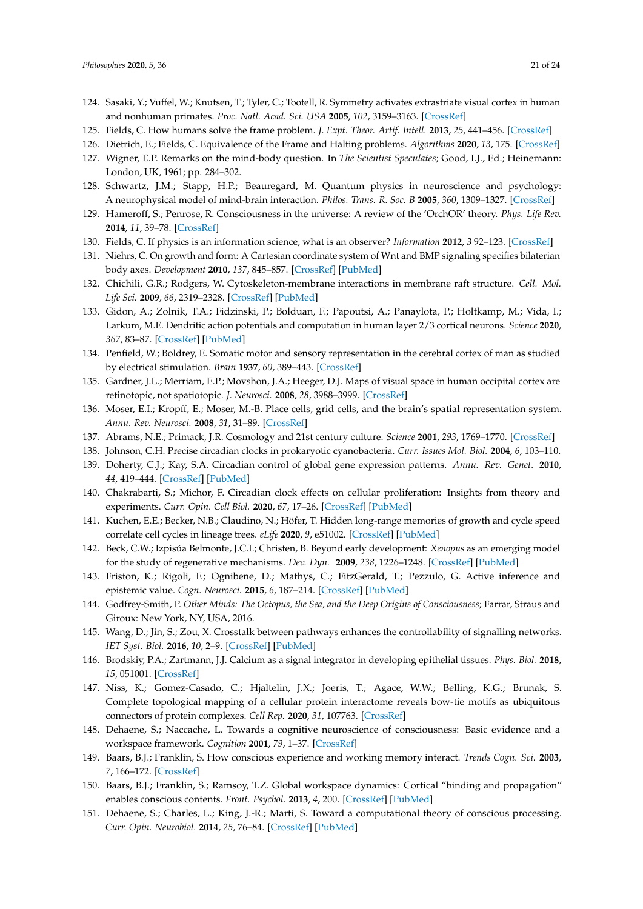124. Sasaki, Y.; Vuffel, W.; Knutsen, T.; Tyler, C.; Tootell, R. Symmetry activates extrastriate visual cortex in human and nonhuman primates. *Proc. Natl. Acad. Sci. USA* **2005**, *102*, 3159–3163. [CrossRef]
125. Fields, C. How humans solve the frame problem. *J. Expt. Theor. Artif. Intell.* **2013**, *25*, 441–456. [CrossRef]
126. Dietrich, E.; Fields, C. Equivalence of the Frame and Halting problems. *Algorithms* **2020**, *13*, 175. [CrossRef]
127. Wigner, E.P. Remarks on the mind-body question. In *The Scientist Speculates*; Good, I.J., Ed.; Heinemann: London, UK, 1961; pp. 284–302.
128. Schwartz, J.M.; Stapp, H.P.; Beauregard, M. Quantum physics in neuroscience and psychology: A neurophysical model of mind-brain interaction. *Philos. Trans. R. Soc. B* **2005**, *360*, 1309–1327. [CrossRef]
129. Hameroff, S.; Penrose, R. Consciousness in the universe: A review of the 'OrchOR' theory. *Phys. Life Rev.* **2014**, *11*, 39–78. [CrossRef]
130. Fields, C. If physics is an information science, what is an observer? *Information* **2012**, *3* 92–123. [CrossRef]
131. Niehrs, C. On growth and form: A Cartesian coordinate system of Wnt and BMP signaling specifies bilaterian body axes. *Development* **2010**, *137*, 845–857. [CrossRef] [PubMed]
132. Chichili, G.R.; Rodgers, W. Cytoskeleton-membrane interactions in membrane raft structure. *Cell. Mol. Life Sci.* **2009**, *66*, 2319–2328. [CrossRef] [PubMed]
133. Gidon, A.; Zolnik, T.A.; Fidzinski, P.; Bolduan, F.; Papoutsi, A.; Panaylota, P.; Holtkamp, M.; Vida, I.; Larkum, M.E. Dendritic action potentials and computation in human layer 2/3 cortical neurons. *Science* **2020**, *367*, 83–87. [CrossRef] [PubMed]
134. Penfield, W.; Boldrey, E. Somatic motor and sensory representation in the cerebral cortex of man as studied by electrical stimulation. *Brain* **1937**, *60*, 389–443. [CrossRef]
135. Gardner, J.L.; Merriam, E.P.; Movshon, J.A.; Heeger, D.J. Maps of visual space in human occipital cortex are retinotopic, not spatiotopic. *J. Neurosci.* **2008**, *28*, 3988–3999. [CrossRef]
136. Moser, E.I.; Kropff, E.; Moser, M.-B. Place cells, grid cells, and the brain's spatial representation system. *Annu. Rev. Neurosci.* **2008**, *31*, 31–89. [CrossRef]
137. Abrams, N.E.; Primack, J.R. Cosmology and 21st century culture. *Science* **2001**, *293*, 1769–1770. [CrossRef]
138. Johnson, C.H. Precise circadian clocks in prokaryotic cyanobacteria. *Curr. Issues Mol. Biol.* **2004**, *6*, 103–110.
139. Doherty, C.J.; Kay, S.A. Circadian control of global gene expression patterns. *Annu. Rev. Genet.* **2010**, *44*, 419–444. [CrossRef] [PubMed]
140. Chakrabarti, S.; Michor, F. Circadian clock effects on cellular proliferation: Insights from theory and experiments. *Curr. Opin. Cell Biol.* **2020**, *67*, 17–26. [CrossRef] [PubMed]
141. Kuchen, E.E.; Becker, N.B.; Claudino, N.; Höfer, T. Hidden long-range memories of growth and cycle speed correlate cell cycles in lineage trees. *eLife* **2020**, *9*, e51002. [CrossRef] [PubMed]
142. Beck, C.W.; Izpisúa Belmonte, J.C.I.; Christen, B. Beyond early development: *Xenopus* as an emerging model for the study of regenerative mechanisms. *Dev. Dyn.* **2009**, *238*, 1226–1248. [CrossRef] [PubMed]
143. Friston, K.; Rigoli, F.; Ognibene, D.; Mathys, C.; FitzGerald, T.; Pezzulo, G. Active inference and epistemic value. *Cogn. Neurosci.* **2015**, *6*, 187–214. [CrossRef] [PubMed]
144. Godfrey-Smith, P. *Other Minds: The Octopus, the Sea, and the Deep Origins of Consciousness*; Farrar, Straus and Giroux: New York, NY, USA, 2016.
145. Wang, D.; Jin, S.; Zou, X. Crosstalk between pathways enhances the controllability of signalling networks. *IET Syst. Biol.* **2016**, *10*, 2–9. [CrossRef] [PubMed]
146. Brodskiy, P.A.; Zartmann, J.J. Calcium as a signal integrator in developing epithelial tissues. *Phys. Biol.* **2018**, *15*, 051001. [CrossRef]
147. Niss, K.; Gomez-Casado, C.; Hjaltelin, J.X.; Joeris, T.; Agace, W.W.; Belling, K.G.; Brunak, S. Complete topological mapping of a cellular protein interactome reveals bow-tie motifs as ubiquitous connectors of protein complexes. *Cell Rep.* **2020**, *31*, 107763. [CrossRef]
148. Dehaene, S.; Naccache, L. Towards a cognitive neuroscience of consciousness: Basic evidence and a workspace framework. *Cognition* **2001**, *79*, 1–37. [CrossRef]
149. Baars, B.J.; Franklin, S. How conscious experience and working memory interact. *Trends Cogn. Sci.* **2003**, *7*, 166–172. [CrossRef]
150. Baars, B.J.; Franklin, S.; Ramsoy, T.Z. Global workspace dynamics: Cortical "binding and propagation" enables conscious contents. *Front. Psychol.* **2013**, *4*, 200. [CrossRef] [PubMed]
151. Dehaene, S.; Charles, L.; King, J.-R.; Marti, S. Toward a computational theory of conscious processing. *Curr. Opin. Neurobiol.* **2014**, *25*, 76–84. [CrossRef] [PubMed]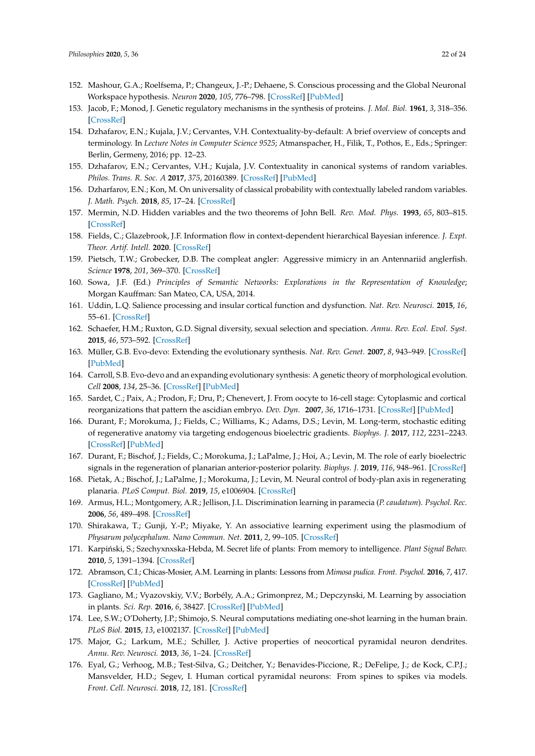152. Mashour, G.A.; Roelfsema, P.; Changeux, J.-P.; Dehaene, S. Conscious processing and the Global Neuronal Workspace hypothesis. *Neuron* **2020**, *105*, 776–798. [CrossRef] [PubMed]
153. Jacob, F.; Monod, J. Genetic regulatory mechanisms in the synthesis of proteins. *J. Mol. Biol.* **1961**, *3*, 318–356. [CrossRef]
154. Dzhafarov, E.N.; Kujala, J.V.; Cervantes, V.H. Contextuality-by-default: A brief overview of concepts and terminology. In *Lecture Notes in Computer Science 9525*; Atmanspacher, H., Filik, T., Pothos, E., Eds.; Springer: Berlin, Germeny, 2016; pp. 12–23.
155. Dzhafarov, E.N.; Cervantes, V.H.; Kujala, J.V. Contextuality in canonical systems of random variables. *Philos. Trans. R. Soc. A* **2017**, *375*, 20160389. [CrossRef] [PubMed]
156. Dzharfarov, E.N.; Kon, M. On universality of classical probability with contextually labeled random variables. *J. Math. Psych.* **2018**, *85*, 17–24. [CrossRef]
157. Mermin, N.D. Hidden variables and the two theorems of John Bell. *Rev. Mod. Phys.* **1993**, *65*, 803–815. [CrossRef]
158. Fields, C.; Glazebrook, J.F. Information flow in context-dependent hierarchical Bayesian inference. *J. Expt. Theor. Artif. Intell.* **2020**. [CrossRef]
159. Pietsch, T.W.; Grobecker, D.B. The compleat angler: Aggressive mimicry in an Antennariid anglerfish. *Science* **1978**, *201*, 369–370. [CrossRef]
160. Sowa, J.F. (Ed.) *Principles of Semantic Networks: Explorations in the Representation of Knowledge*; Morgan Kauffman: San Mateo, CA, USA, 2014.
161. Uddin, L.Q. Salience processing and insular cortical function and dysfunction. *Nat. Rev. Neurosci.* **2015**, *16*, 55–61. [CrossRef]
162. Schaefer, H.M.; Ruxton, G.D. Signal diversity, sexual selection and speciation. *Annu. Rev. Ecol. Evol. Syst.* **2015**, *46*, 573–592. [CrossRef]
163. Müller, G.B. Evo-devo: Extending the evolutionary synthesis. *Nat. Rev. Genet.* **2007**, *8*, 943–949. [CrossRef] [PubMed]
164. Carroll, S.B. Evo-devo and an expanding evolutionary synthesis: A genetic theory of morphological evolution. *Cell* **2008**, *134*, 25–36. [CrossRef] [PubMed]
165. Sardet, C.; Paix, A.; Prodon, F.; Dru, P.; Chenevert, J. From oocyte to 16-cell stage: Cytoplasmic and cortical reorganizations that pattern the ascidian embryo. *Dev. Dyn.* **2007**, *36*, 1716–1731. [CrossRef] [PubMed]
166. Durant, F.; Morokuma, J.; Fields, C.; Williams, K.; Adams, D.S.; Levin, M. Long-term, stochastic editing of regenerative anatomy via targeting endogenous bioelectric gradients. *Biophys. J.* **2017**, *112*, 2231–2243. [CrossRef] [PubMed]
167. Durant, F.; Bischof, J.; Fields, C.; Morokuma, J.; LaPalme, J.; Hoi, A.; Levin, M. The role of early bioelectric signals in the regeneration of planarian anterior-posterior polarity. *Biophys. J.* **2019**, *116*, 948–961. [CrossRef]
168. Pietak, A.; Bischof, J.; LaPalme, J.; Morokuma, J.; Levin, M. Neural control of body-plan axis in regenerating planaria. *PLoS Comput. Biol.* **2019**, *15*, e1006904. [CrossRef]
169. Armus, H.L.; Montgomery, A.R.; Jellison, J.L. Discrimination learning in paramecia (*P. caudatum*). *Psychol. Rec.* **2006**, *56*, 489–498. [CrossRef]
170. Shirakawa, T.; Gunji, Y.-P.; Miyake, Y. An associative learning experiment using the plasmodium of *Physarum polycephalum*. *Nano Commun. Net.* **2011**, *2*, 99–105. [CrossRef]
171. Karpiński, S.; Szechyxnxska-Hebda, M. Secret life of plants: From memory to intelligence. *Plant Signal Behav.* **2010**, *5*, 1391–1394. [CrossRef]
172. Abramson, C.I.; Chicas-Mosier, A.M. Learning in plants: Lessons from *Mimosa pudica*. *Front. Psychol.* **2016**, *7*, 417. [CrossRef] [PubMed]
173. Gagliano, M.; Vyazovskiy, V.V.; Borbély, A.A.; Grimonprez, M.; Depczynski, M. Learning by association in plants. *Sci. Rep.* **2016**, *6*, 38427. [CrossRef] [PubMed]
174. Lee, S.W.; O'Doherty, J.P.; Shimojo, S. Neural computations mediating one-shot learning in the human brain. *PLoS Biol.* **2015**, *13*, e1002137. [CrossRef] [PubMed]
175. Major, G.; Larkum, M.E.; Schiller, J. Active properties of neocortical pyramidal neuron dendrites. *Annu. Rev. Neurosci.* **2013**, *36*, 1–24. [CrossRef]
176. Eyal, G.; Verhoog, M.B.; Test-Silva, G.; Deitcher, Y.; Benavides-Piccione, R.; DeFelipe, J.; de Kock, C.P.J.; Mansvelder, H.D.; Segev, I. Human cortical pyramidal neurons: From spines to spikes via models. *Front. Cell. Neurosci.* **2018**, *12*, 181. [CrossRef]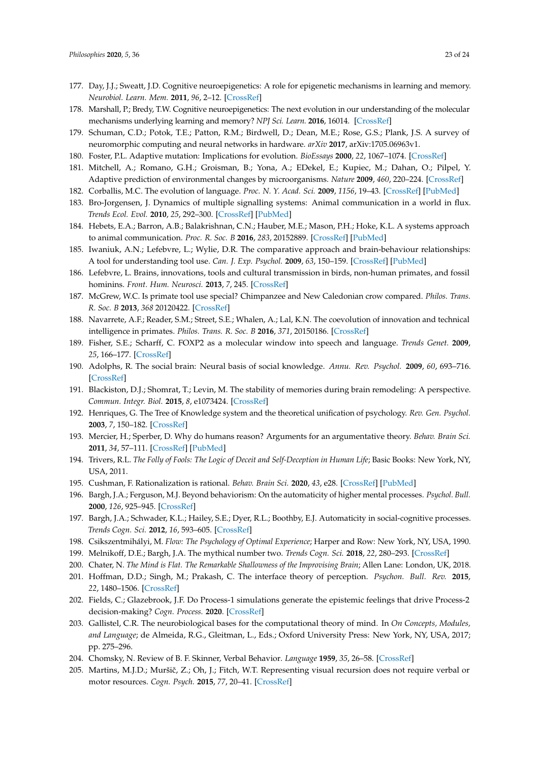177. Day, J.J.; Sweatt, J.D. Cognitive neuroepigenetics: A role for epigenetic mechanisms in learning and memory. *Neurobiol. Learn. Mem.* **2011**, *96*, 2–12. [CrossRef]
178. Marshall, P.; Bredy, T.W. Cognitive neuroepigenetics: The next evolution in our understanding of the molecular mechanisms underlying learning and memory? *NPJ Sci. Learn.* **2016**, 16014. [CrossRef]
179. Schuman, C.D.; Potok, T.E.; Patton, R.M.; Birdwell, D.; Dean, M.E.; Rose, G.S.; Plank, J.S. A survey of neuromorphic computing and neural networks in hardware. *arXiv* **2017**, arXiv:1705.06963v1.
180. Foster, P.L. Adaptive mutation: Implications for evolution. *BioEssays* **2000**, *22*, 1067–1074. [CrossRef]
181. Mitchell, A.; Romano, G.H.; Groisman, B.; Yona, A.; EDekel, E.; Kupiec, M.; Dahan, O.; Pilpel, Y. Adaptive prediction of environmental changes by microorganisms. *Nature* **2009**, *460*, 220–224. [CrossRef]
182. Corballis, M.C. The evolution of language. *Proc. N. Y. Acad. Sci.* **2009**, *1156*, 19–43. [CrossRef] [PubMed]
183. Bro-Jorgensen, J. Dynamics of multiple signalling systems: Animal communication in a world in flux. *Trends Ecol. Evol.* **2010**, *25*, 292–300. [CrossRef] [PubMed]
184. Hebets, E.A.; Barron, A.B.; Balakrishnan, C.N.; Hauber, M.E.; Mason, P.H.; Hoke, K.L. A systems approach to animal communication. *Proc. R. Soc. B* **2016**, *283*, 20152889. [CrossRef] [PubMed]
185. Iwaniuk, A.N.; Lefebvre, L.; Wylie, D.R. The comparative approach and brain-behaviour relationships: A tool for understanding tool use. *Can. J. Exp. Psychol.* **2009**, *63*, 150–159. [CrossRef] [PubMed]
186. Lefebvre, L. Brains, innovations, tools and cultural transmission in birds, non-human primates, and fossil hominins. *Front. Hum. Neurosci.* **2013**, *7*, 245. [CrossRef]
187. McGrew, W.C. Is primate tool use special? Chimpanzee and New Caledonian crow compared. *Philos. Trans. R. Soc. B* **2013**, *368* 20120422. [CrossRef]
188. Navarrete, A.F.; Reader, S.M.; Street, S.E.; Whalen, A.; Lal, K.N. The coevolution of innovation and technical intelligence in primates. *Philos. Trans. R. Soc. B* **2016**, *371*, 20150186. [CrossRef]
189. Fisher, S.E.; Scharff, C. FOXP2 as a molecular window into speech and language. *Trends Genet.* **2009**, *25*, 166–177. [CrossRef]
190. Adolphs, R. The social brain: Neural basis of social knowledge. *Annu. Rev. Psychol.* **2009**, *60*, 693–716. [CrossRef]
191. Blackiston, D.J.; Shomrat, T.; Levin, M. The stability of memories during brain remodeling: A perspective. *Commun. Integr. Biol.* **2015**, *8*, e1073424. [CrossRef]
192. Henriques, G. The Tree of Knowledge system and the theoretical unification of psychology. *Rev. Gen. Psychol.* **2003**, *7*, 150–182. [CrossRef]
193. Mercier, H.; Sperber, D. Why do humans reason? Arguments for an argumentative theory. *Behav. Brain Sci.* **2011**, *34*, 57–111. [CrossRef] [PubMed]
194. Trivers, R.L. *The Folly of Fools: The Logic of Deceit and Self-Deception in Human Life*; Basic Books: New York, NY, USA, 2011.
195. Cushman, F. Rationalization is rational. *Behav. Brain Sci.* **2020**, *43*, e28. [CrossRef] [PubMed]
196. Bargh, J.A.; Ferguson, M.J. Beyond behaviorism: On the automaticity of higher mental processes. *Psychol. Bull.* **2000**, *126*, 925–945. [CrossRef]
197. Bargh, J.A.; Schwader, K.L.; Hailey, S.E.; Dyer, R.L.; Boothby, E.J. Automaticity in social-cognitive processes. *Trends Cogn. Sci.* **2012**, *16*, 593–605. [CrossRef]
198. Csikszentmihályi, M. *Flow: The Psychology of Optimal Experience*; Harper and Row: New York, NY, USA, 1990.
199. Melnikoff, D.E.; Bargh, J.A. The mythical number two. *Trends Cogn. Sci.* **2018**, *22*, 280–293. [CrossRef]
200. Chater, N. *The Mind is Flat. The Remarkable Shallowness of the Improvising Brain*; Allen Lane: London, UK, 2018.
201. Hoffman, D.D.; Singh, M.; Prakash, C. The interface theory of perception. *Psychon. Bull. Rev.* **2015**, *22*, 1480–1506. [CrossRef]
202. Fields, C.; Glazebrook, J.F. Do Process-1 simulations generate the epistemic feelings that drive Process-2 decision-making? *Cogn. Process.* **2020**. [CrossRef]
203. Gallistel, C.R. The neurobiological bases for the computational theory of mind. In *On Concepts, Modules, and Language*; de Almeida, R.G., Gleitman, L., Eds.; Oxford University Press: New York, NY, USA, 2017; pp. 275–296.
204. Chomsky, N. Review of B. F. Skinner, Verbal Behavior. *Language* **1959**, *35*, 26–58. [CrossRef]
205. Martins, M.J.D.; Muršič, Z.; Oh, J.; Fitch, W.T. Representing visual recursion does not require verbal or motor resources. *Cogn. Psych.* **2015**, *77*, 20–41. [CrossRef]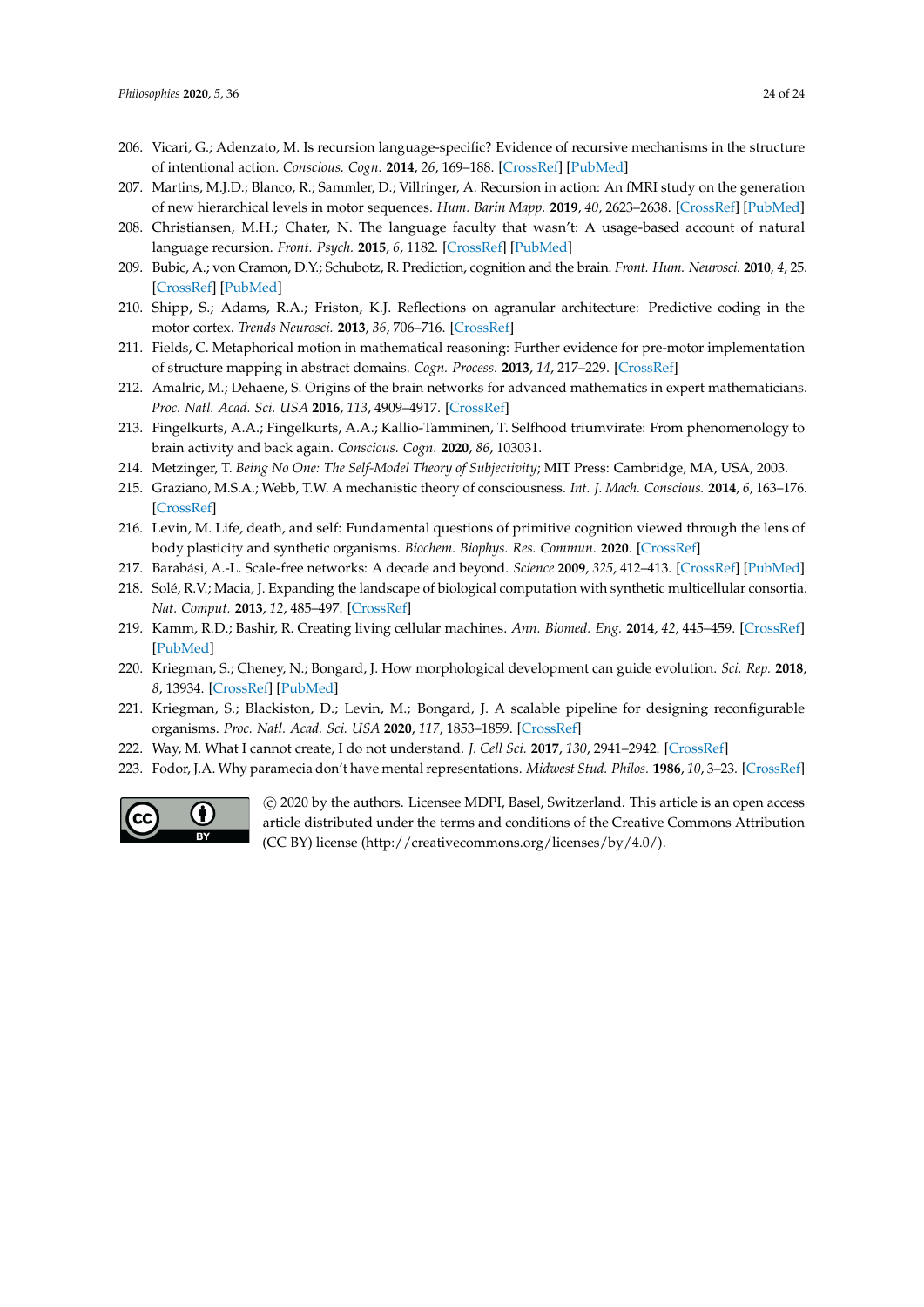206. Vicari, G.; Adenzato, M. Is recursion language-specific? Evidence of recursive mechanisms in the structure of intentional action. *Conscious. Cogn.* **2014**, *26*, 169–188. [CrossRef] [PubMed]
207. Martins, M.J.D.; Blanco, R.; Sammler, D.; Villringer, A. Recursion in action: An fMRI study on the generation of new hierarchical levels in motor sequences. *Hum. Barin Mapp.* **2019**, *40*, 2623–2638. [CrossRef] [PubMed]
208. Christiansen, M.H.; Chater, N. The language faculty that wasn't: A usage-based account of natural language recursion. *Front. Psych.* **2015**, *6*, 1182. [CrossRef] [PubMed]
209. Bubic, A.; von Cramon, D.Y.; Schubotz, R. Prediction, cognition and the brain. *Front. Hum. Neurosci.* **2010**, *4*, 25. [CrossRef] [PubMed]
210. Shipp, S.; Adams, R.A.; Friston, K.J. Reflections on agranular architecture: Predictive coding in the motor cortex. *Trends Neurosci.* **2013**, *36*, 706–716. [CrossRef]
211. Fields, C. Metaphorical motion in mathematical reasoning: Further evidence for pre-motor implementation of structure mapping in abstract domains. *Cogn. Process.* **2013**, *14*, 217–229. [CrossRef]
212. Amalric, M.; Dehaene, S. Origins of the brain networks for advanced mathematics in expert mathematicians. *Proc. Natl. Acad. Sci. USA* **2016**, *113*, 4909–4917. [CrossRef]
213. Fingelkurts, A.A.; Fingelkurts, A.A.; Kallio-Tamminen, T. Selfhood triumvirate: From phenomenology to brain activity and back again. *Conscious. Cogn.* **2020**, *86*, 103031.
214. Metzinger, T. *Being No One: The Self-Model Theory of Subjectivity*; MIT Press: Cambridge, MA, USA, 2003.
215. Graziano, M.S.A.; Webb, T.W. A mechanistic theory of consciousness. *Int. J. Mach. Conscious.* **2014**, *6*, 163–176. [CrossRef]
216. Levin, M. Life, death, and self: Fundamental questions of primitive cognition viewed through the lens of body plasticity and synthetic organisms. *Biochem. Biophys. Res. Commun.* **2020**. [CrossRef]
217. Barabási, A.-L. Scale-free networks: A decade and beyond. *Science* **2009**, *325*, 412–413. [CrossRef] [PubMed]
218. Solé, R.V.; Macia, J. Expanding the landscape of biological computation with synthetic multicellular consortia. *Nat. Comput.* **2013**, *12*, 485–497. [CrossRef]
219. Kamm, R.D.; Bashir, R. Creating living cellular machines. *Ann. Biomed. Eng.* **2014**, *42*, 445–459. [CrossRef] [PubMed]
220. Kriegman, S.; Cheney, N.; Bongard, J. How morphological development can guide evolution. *Sci. Rep.* **2018**, *8*, 13934. [CrossRef] [PubMed]
221. Kriegman, S.; Blackiston, D.; Levin, M.; Bongard, J. A scalable pipeline for designing reconfigurable organisms. *Proc. Natl. Acad. Sci. USA* **2020**, *117*, 1853–1859. [CrossRef]
222. Way, M. What I cannot create, I do not understand. *J. Cell Sci.* **2017**, *130*, 2941–2942. [CrossRef]
223. Fodor, J.A. Why paramecia don't have mental representations. *Midwest Stud. Philos.* **1986**, *10*, 3–23. [CrossRef]

© 2020 by the authors. Licensee MDPI, Basel, Switzerland. This article is an open access article distributed under the terms and conditions of the Creative Commons Attribution (CC BY) license (http://creativecommons.org/licenses/by/4.0/).